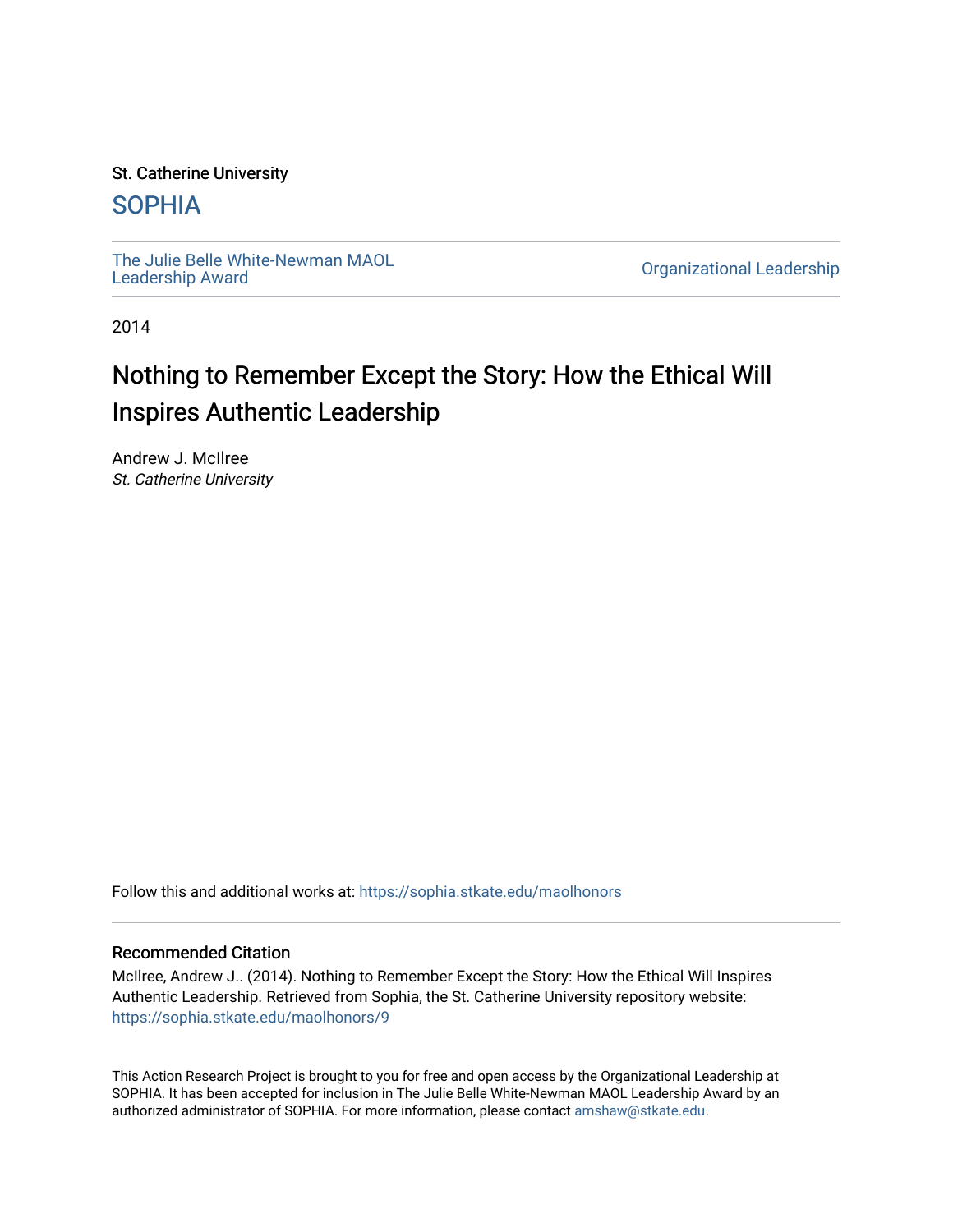St. Catherine University

## SOPHIA

The Julie Belle White-Newman MAOL Leadership Award

Organizational Leadership

2014

# Nothing to Remember Except the Story: How the Ethical Will Inspires Authentic Leadership

Andrew J. McIlree
*St. Catherine University*

Follow this and additional works at: https://sophia.stkate.edu/maolhonors

### Recommended Citation

McIlree, Andrew J.. (2014). Nothing to Remember Except the Story: How the Ethical Will Inspires Authentic Leadership. Retrieved from Sophia, the St. Catherine University repository website: https://sophia.stkate.edu/maolhonors/9

This Action Research Project is brought to you for free and open access by the Organizational Leadership at SOPHIA. It has been accepted for inclusion in The Julie Belle White-Newman MAOL Leadership Award by an authorized administrator of SOPHIA. For more information, please contact amshaw@stkate.edu.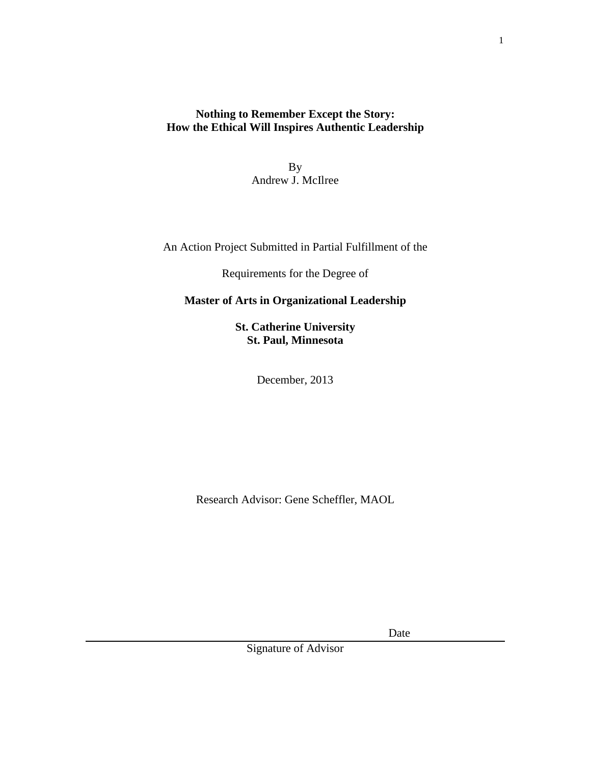**Nothing to Remember Except the Story:**
**How the Ethical Will Inspires Authentic Leadership**

By
Andrew J. McIlree

An Action Project Submitted in Partial Fulfillment of the

Requirements for the Degree of

**Master of Arts in Organizational Leadership**

**St. Catherine University**
**St. Paul, Minnesota**

December, 2013

Research Advisor: Gene Scheffler, MAOL

Date

Signature of Advisor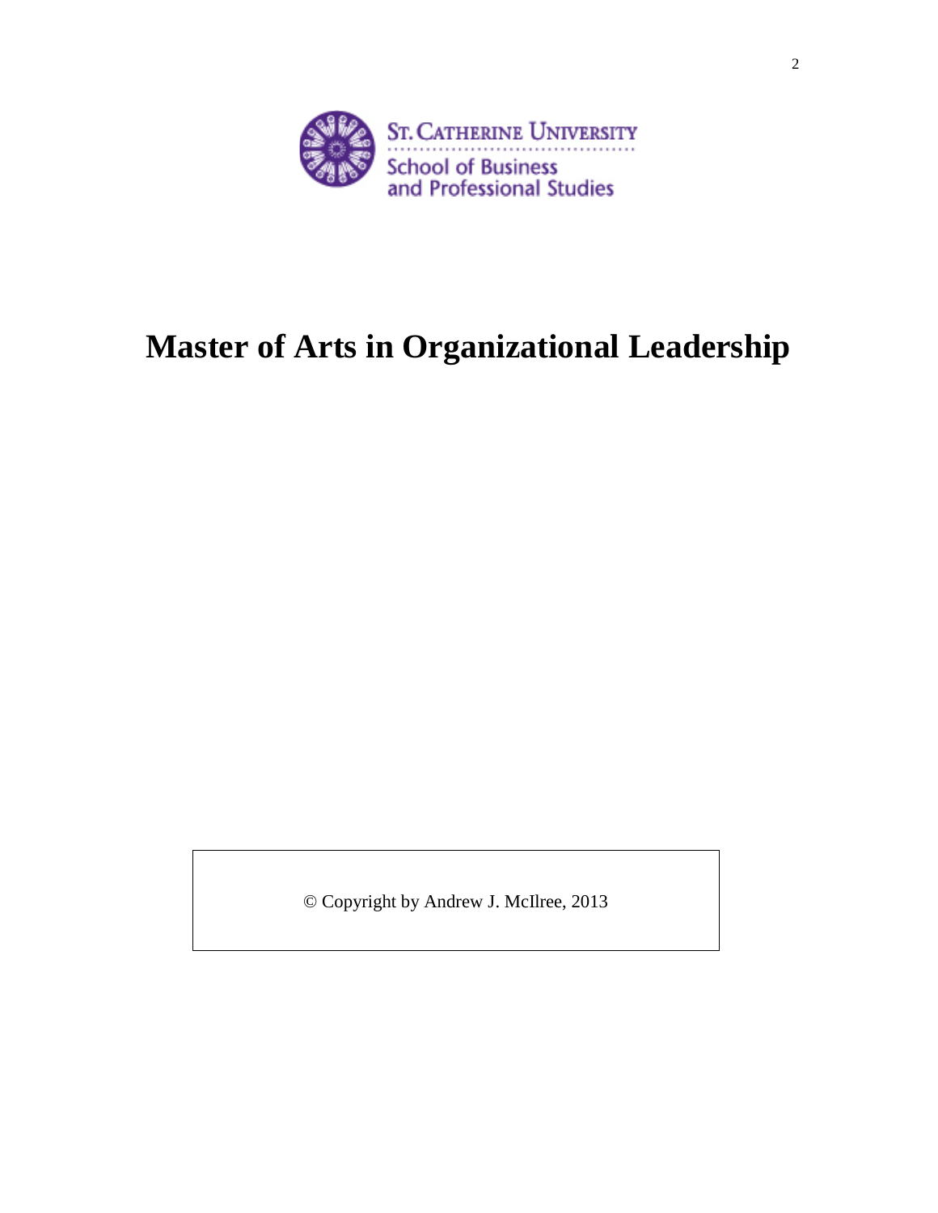St. Catherine University

School of Business and Professional Studies

# Master of Arts in Organizational Leadership

© Copyright by Andrew J. McIlree, 2013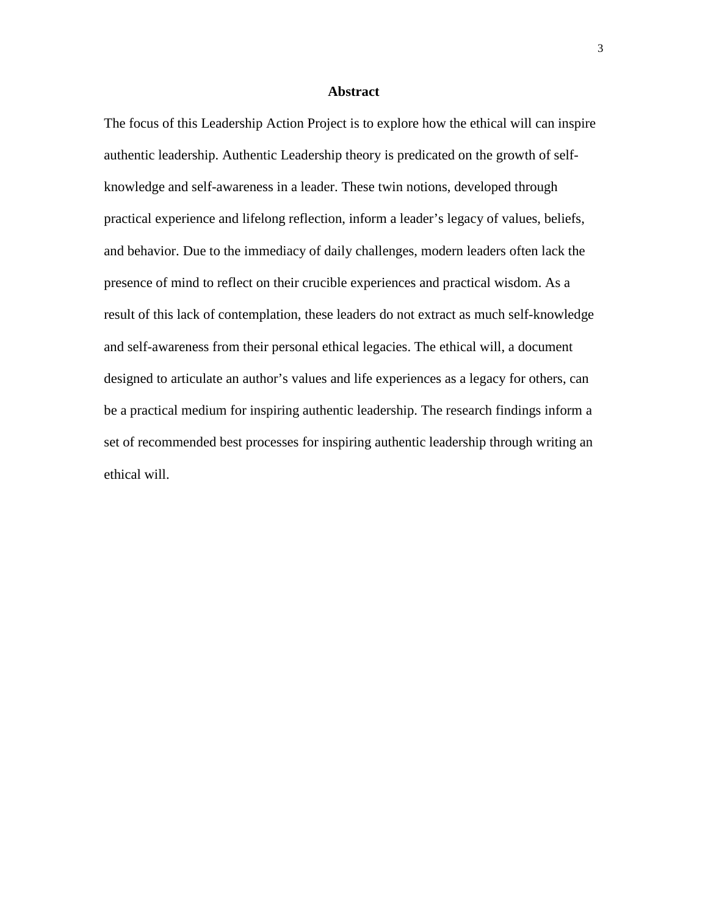## Abstract

The focus of this Leadership Action Project is to explore how the ethical will can inspire authentic leadership. Authentic Leadership theory is predicated on the growth of self-knowledge and self-awareness in a leader. These twin notions, developed through practical experience and lifelong reflection, inform a leader's legacy of values, beliefs, and behavior. Due to the immediacy of daily challenges, modern leaders often lack the presence of mind to reflect on their crucible experiences and practical wisdom. As a result of this lack of contemplation, these leaders do not extract as much self-knowledge and self-awareness from their personal ethical legacies. The ethical will, a document designed to articulate an author's values and life experiences as a legacy for others, can be a practical medium for inspiring authentic leadership. The research findings inform a set of recommended best processes for inspiring authentic leadership through writing an ethical will.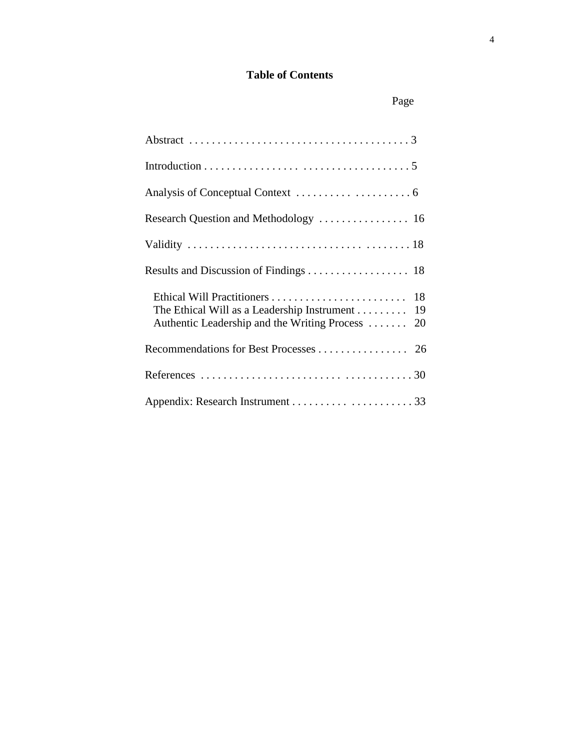# Table of Contents

| | Page |
|---|---|
| Abstract | 3 |
| Introduction | 5 |
| Analysis of Conceptual Context | 6 |
| Research Question and Methodology | 16 |
| Validity | 18 |
| Results and Discussion of Findings | 18 |
| Ethical Will Practitioners | 18 |
| The Ethical Will as a Leadership Instrument | 19 |
| Authentic Leadership and the Writing Process | 20 |
| Recommendations for Best Processes | 26 |
| References | 30 |
| Appendix: Research Instrument | 33 |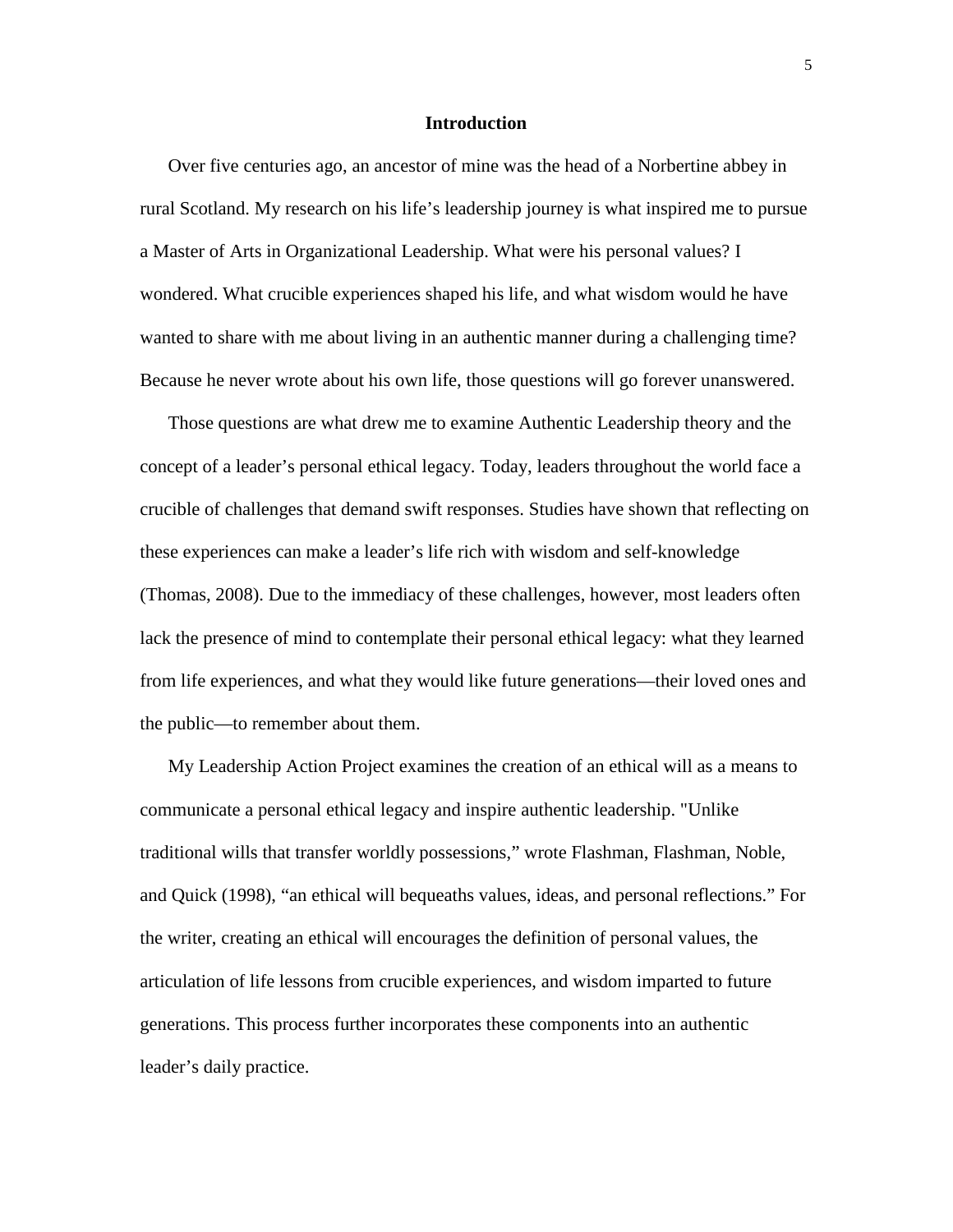# Introduction

Over five centuries ago, an ancestor of mine was the head of a Norbertine abbey in rural Scotland. My research on his life's leadership journey is what inspired me to pursue a Master of Arts in Organizational Leadership. What were his personal values? I wondered. What crucible experiences shaped his life, and what wisdom would he have wanted to share with me about living in an authentic manner during a challenging time? Because he never wrote about his own life, those questions will go forever unanswered.

Those questions are what drew me to examine Authentic Leadership theory and the concept of a leader's personal ethical legacy. Today, leaders throughout the world face a crucible of challenges that demand swift responses. Studies have shown that reflecting on these experiences can make a leader's life rich with wisdom and self-knowledge (Thomas, 2008). Due to the immediacy of these challenges, however, most leaders often lack the presence of mind to contemplate their personal ethical legacy: what they learned from life experiences, and what they would like future generations—their loved ones and the public—to remember about them.

My Leadership Action Project examines the creation of an ethical will as a means to communicate a personal ethical legacy and inspire authentic leadership. "Unlike traditional wills that transfer worldly possessions," wrote Flashman, Flashman, Noble, and Quick (1998), "an ethical will bequeaths values, ideas, and personal reflections." For the writer, creating an ethical will encourages the definition of personal values, the articulation of life lessons from crucible experiences, and wisdom imparted to future generations. This process further incorporates these components into an authentic leader's daily practice.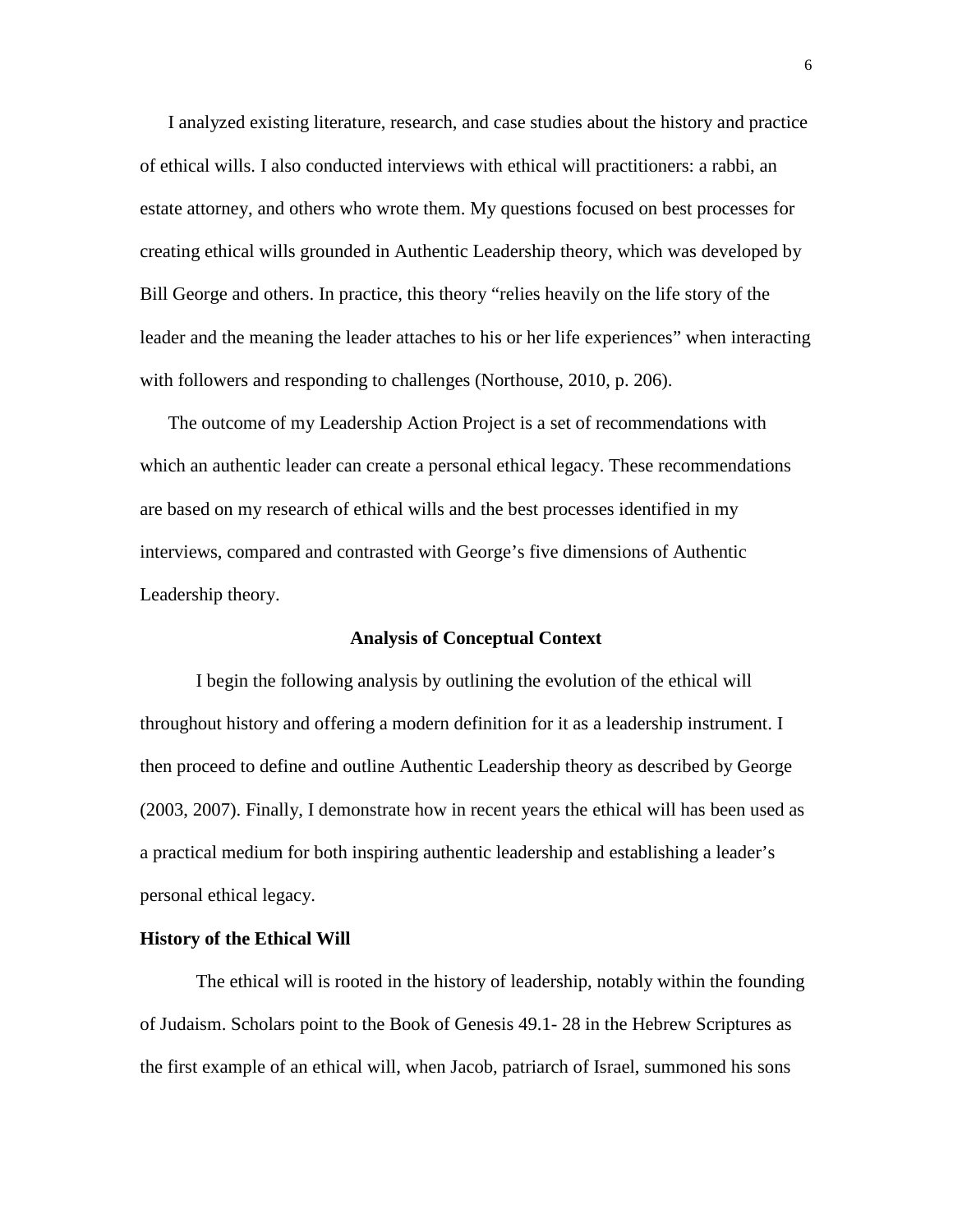I analyzed existing literature, research, and case studies about the history and practice of ethical wills. I also conducted interviews with ethical will practitioners: a rabbi, an estate attorney, and others who wrote them. My questions focused on best processes for creating ethical wills grounded in Authentic Leadership theory, which was developed by Bill George and others. In practice, this theory "relies heavily on the life story of the leader and the meaning the leader attaches to his or her life experiences" when interacting with followers and responding to challenges (Northouse, 2010, p. 206).

The outcome of my Leadership Action Project is a set of recommendations with which an authentic leader can create a personal ethical legacy. These recommendations are based on my research of ethical wills and the best processes identified in my interviews, compared and contrasted with George's five dimensions of Authentic Leadership theory.

## Analysis of Conceptual Context

I begin the following analysis by outlining the evolution of the ethical will throughout history and offering a modern definition for it as a leadership instrument. I then proceed to define and outline Authentic Leadership theory as described by George (2003, 2007). Finally, I demonstrate how in recent years the ethical will has been used as a practical medium for both inspiring authentic leadership and establishing a leader's personal ethical legacy.

### History of the Ethical Will

The ethical will is rooted in the history of leadership, notably within the founding of Judaism. Scholars point to the Book of Genesis 49.1- 28 in the Hebrew Scriptures as the first example of an ethical will, when Jacob, patriarch of Israel, summoned his sons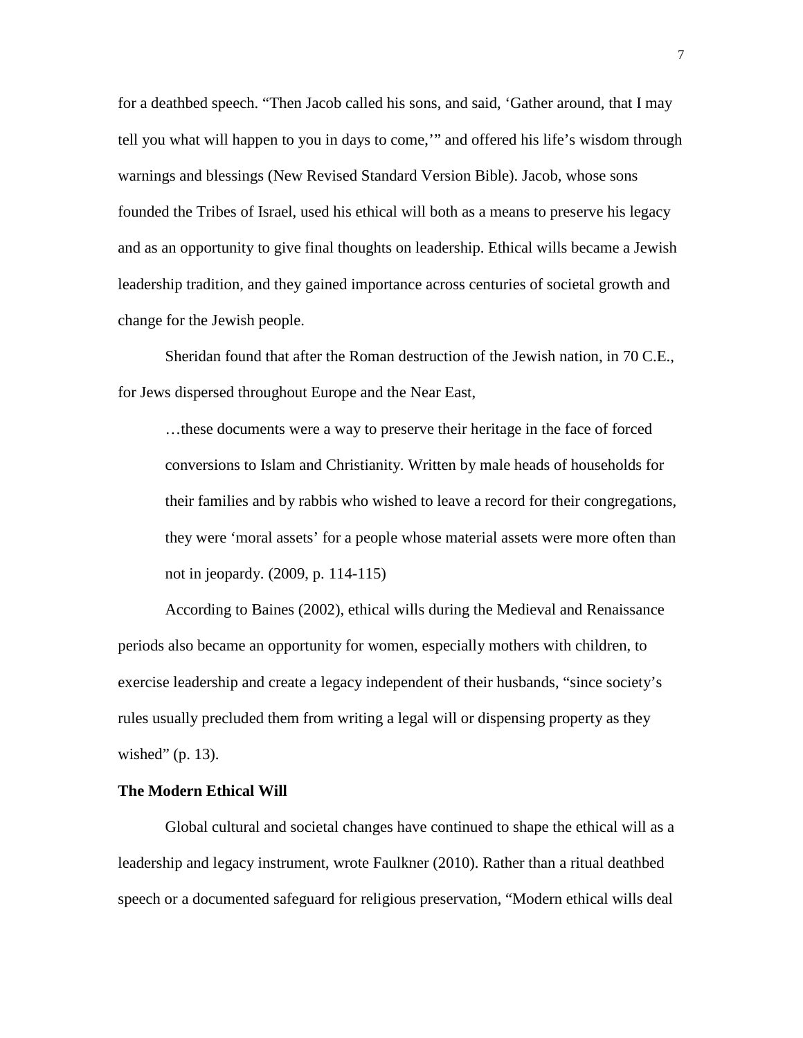for a deathbed speech. "Then Jacob called his sons, and said, 'Gather around, that I may tell you what will happen to you in days to come,'" and offered his life's wisdom through warnings and blessings (New Revised Standard Version Bible). Jacob, whose sons founded the Tribes of Israel, used his ethical will both as a means to preserve his legacy and as an opportunity to give final thoughts on leadership. Ethical wills became a Jewish leadership tradition, and they gained importance across centuries of societal growth and change for the Jewish people.

Sheridan found that after the Roman destruction of the Jewish nation, in 70 C.E., for Jews dispersed throughout Europe and the Near East,

> …these documents were a way to preserve their heritage in the face of forced conversions to Islam and Christianity. Written by male heads of households for their families and by rabbis who wished to leave a record for their congregations, they were 'moral assets' for a people whose material assets were more often than not in jeopardy. (2009, p. 114-115)

According to Baines (2002), ethical wills during the Medieval and Renaissance periods also became an opportunity for women, especially mothers with children, to exercise leadership and create a legacy independent of their husbands, "since society's rules usually precluded them from writing a legal will or dispensing property as they wished" (p. 13).

**The Modern Ethical Will**

Global cultural and societal changes have continued to shape the ethical will as a leadership and legacy instrument, wrote Faulkner (2010). Rather than a ritual deathbed speech or a documented safeguard for religious preservation, "Modern ethical wills deal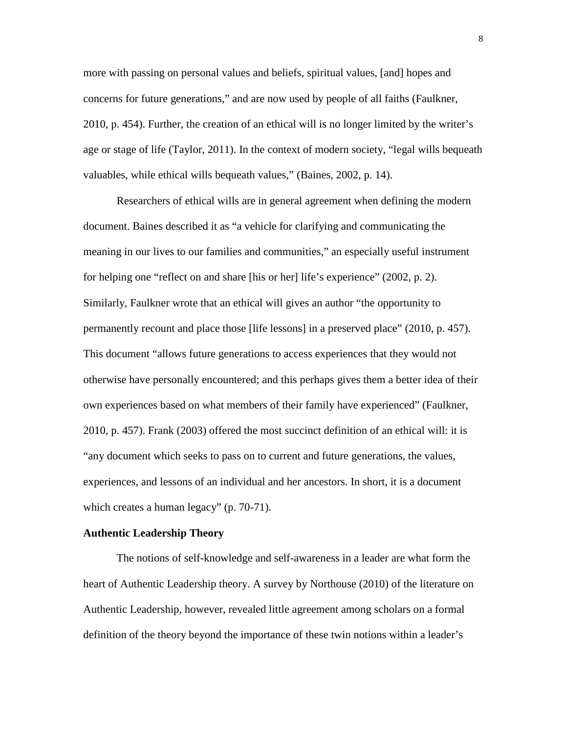more with passing on personal values and beliefs, spiritual values, [and] hopes and concerns for future generations," and are now used by people of all faiths (Faulkner, 2010, p. 454). Further, the creation of an ethical will is no longer limited by the writer's age or stage of life (Taylor, 2011). In the context of modern society, "legal wills bequeath valuables, while ethical wills bequeath values," (Baines, 2002, p. 14).

Researchers of ethical wills are in general agreement when defining the modern document. Baines described it as "a vehicle for clarifying and communicating the meaning in our lives to our families and communities," an especially useful instrument for helping one "reflect on and share [his or her] life's experience" (2002, p. 2). Similarly, Faulkner wrote that an ethical will gives an author "the opportunity to permanently recount and place those [life lessons] in a preserved place" (2010, p. 457). This document "allows future generations to access experiences that they would not otherwise have personally encountered; and this perhaps gives them a better idea of their own experiences based on what members of their family have experienced" (Faulkner, 2010, p. 457). Frank (2003) offered the most succinct definition of an ethical will: it is "any document which seeks to pass on to current and future generations, the values, experiences, and lessons of an individual and her ancestors. In short, it is a document which creates a human legacy" (p. 70-71).

**Authentic Leadership Theory**

The notions of self-knowledge and self-awareness in a leader are what form the heart of Authentic Leadership theory. A survey by Northouse (2010) of the literature on Authentic Leadership, however, revealed little agreement among scholars on a formal definition of the theory beyond the importance of these twin notions within a leader's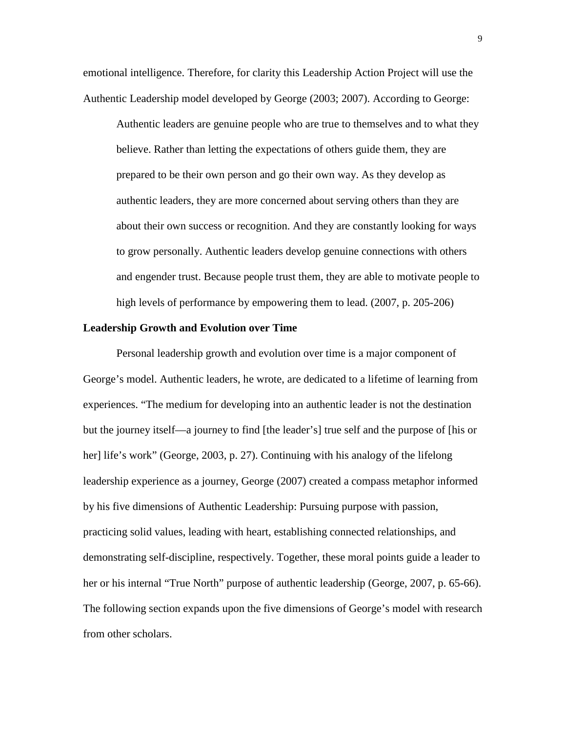emotional intelligence. Therefore, for clarity this Leadership Action Project will use the Authentic Leadership model developed by George (2003; 2007). According to George:

> Authentic leaders are genuine people who are true to themselves and to what they believe. Rather than letting the expectations of others guide them, they are prepared to be their own person and go their own way. As they develop as authentic leaders, they are more concerned about serving others than they are about their own success or recognition. And they are constantly looking for ways to grow personally. Authentic leaders develop genuine connections with others and engender trust. Because people trust them, they are able to motivate people to high levels of performance by empowering them to lead. (2007, p. 205-206)

**Leadership Growth and Evolution over Time**

Personal leadership growth and evolution over time is a major component of George's model. Authentic leaders, he wrote, are dedicated to a lifetime of learning from experiences. "The medium for developing into an authentic leader is not the destination but the journey itself—a journey to find [the leader's] true self and the purpose of [his or her] life's work" (George, 2003, p. 27). Continuing with his analogy of the lifelong leadership experience as a journey, George (2007) created a compass metaphor informed by his five dimensions of Authentic Leadership: Pursuing purpose with passion, practicing solid values, leading with heart, establishing connected relationships, and demonstrating self-discipline, respectively. Together, these moral points guide a leader to her or his internal "True North" purpose of authentic leadership (George, 2007, p. 65-66). The following section expands upon the five dimensions of George's model with research from other scholars.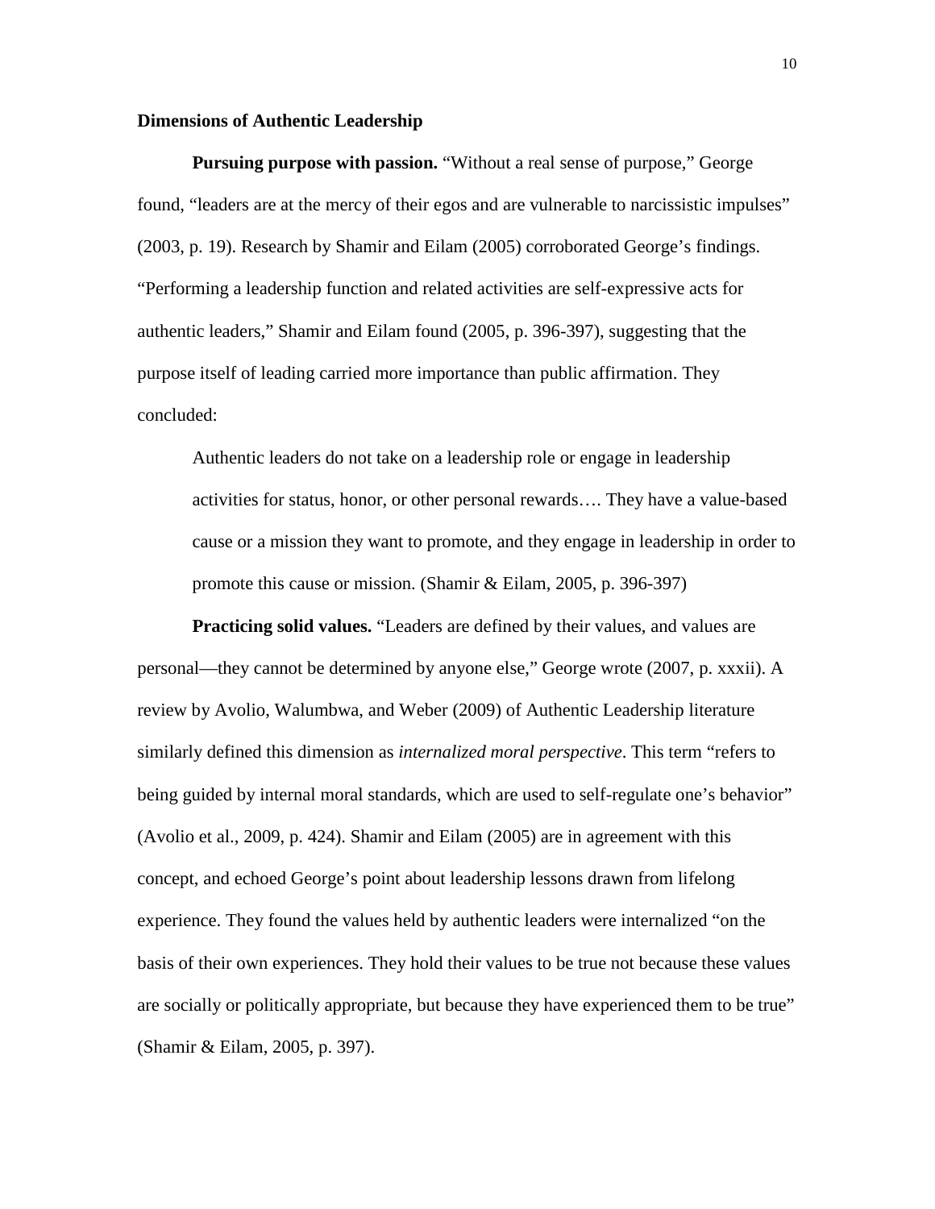## Dimensions of Authentic Leadership

**Pursuing purpose with passion.** "Without a real sense of purpose," George found, "leaders are at the mercy of their egos and are vulnerable to narcissistic impulses" (2003, p. 19). Research by Shamir and Eilam (2005) corroborated George's findings. "Performing a leadership function and related activities are self-expressive acts for authentic leaders," Shamir and Eilam found (2005, p. 396-397), suggesting that the purpose itself of leading carried more importance than public affirmation. They concluded:

> Authentic leaders do not take on a leadership role or engage in leadership activities for status, honor, or other personal rewards…. They have a value-based cause or a mission they want to promote, and they engage in leadership in order to promote this cause or mission. (Shamir & Eilam, 2005, p. 396-397)

**Practicing solid values.** "Leaders are defined by their values, and values are personal—they cannot be determined by anyone else," George wrote (2007, p. xxxii). A review by Avolio, Walumbwa, and Weber (2009) of Authentic Leadership literature similarly defined this dimension as *internalized moral perspective*. This term "refers to being guided by internal moral standards, which are used to self-regulate one's behavior" (Avolio et al., 2009, p. 424). Shamir and Eilam (2005) are in agreement with this concept, and echoed George's point about leadership lessons drawn from lifelong experience. They found the values held by authentic leaders were internalized "on the basis of their own experiences. They hold their values to be true not because these values are socially or politically appropriate, but because they have experienced them to be true" (Shamir & Eilam, 2005, p. 397).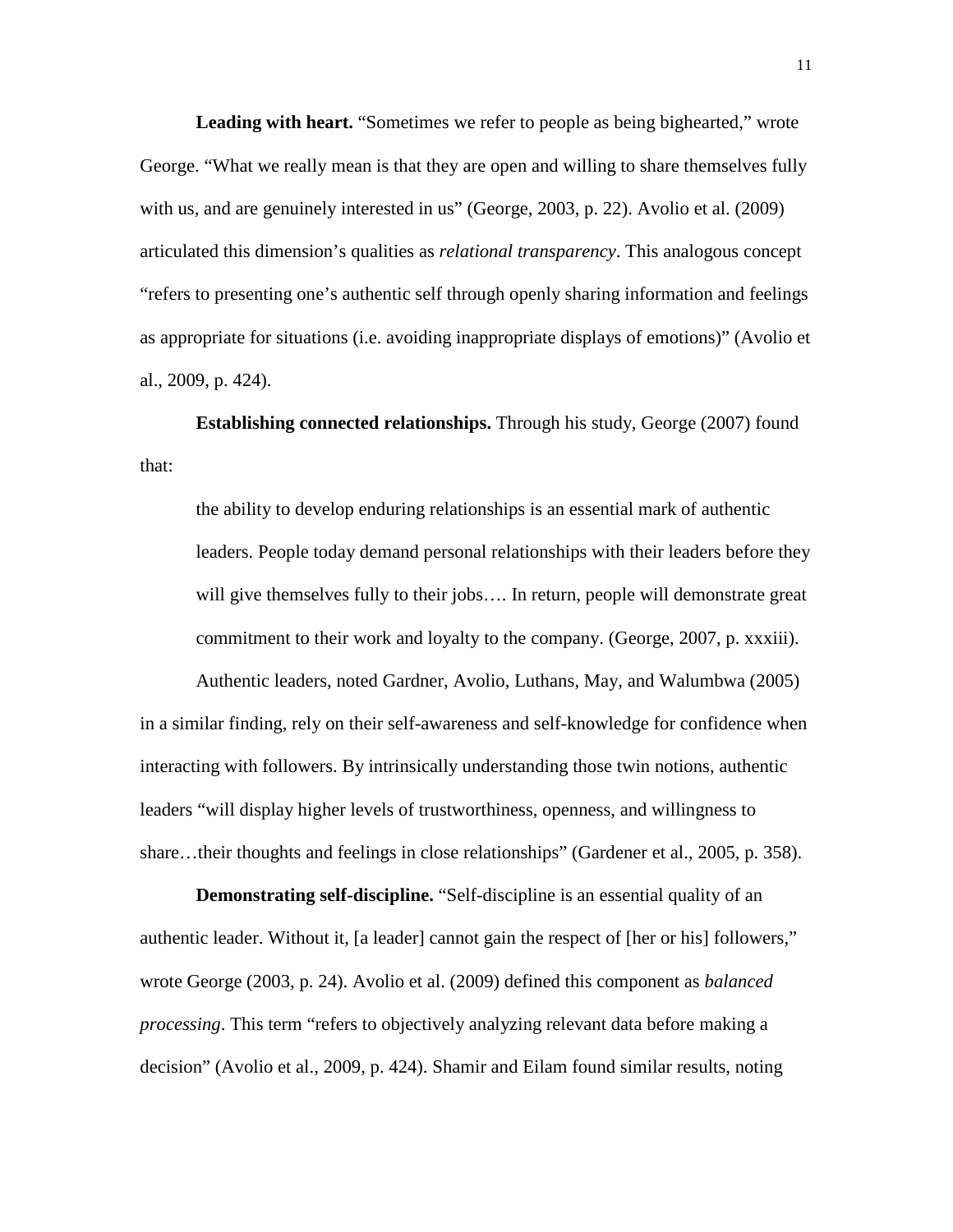**Leading with heart.** "Sometimes we refer to people as being bighearted," wrote George. "What we really mean is that they are open and willing to share themselves fully with us, and are genuinely interested in us" (George, 2003, p. 22). Avolio et al. (2009) articulated this dimension's qualities as *relational transparency*. This analogous concept "refers to presenting one's authentic self through openly sharing information and feelings as appropriate for situations (i.e. avoiding inappropriate displays of emotions)" (Avolio et al., 2009, p. 424).

**Establishing connected relationships.** Through his study, George (2007) found that:

> the ability to develop enduring relationships is an essential mark of authentic leaders. People today demand personal relationships with their leaders before they will give themselves fully to their jobs…. In return, people will demonstrate great commitment to their work and loyalty to the company. (George, 2007, p. xxxiii).

Authentic leaders, noted Gardner, Avolio, Luthans, May, and Walumbwa (2005) in a similar finding, rely on their self-awareness and self-knowledge for confidence when interacting with followers. By intrinsically understanding those twin notions, authentic leaders "will display higher levels of trustworthiness, openness, and willingness to share…their thoughts and feelings in close relationships" (Gardener et al., 2005, p. 358).

**Demonstrating self-discipline.** "Self-discipline is an essential quality of an authentic leader. Without it, [a leader] cannot gain the respect of [her or his] followers," wrote George (2003, p. 24). Avolio et al. (2009) defined this component as *balanced processing*. This term "refers to objectively analyzing relevant data before making a decision" (Avolio et al., 2009, p. 424). Shamir and Eilam found similar results, noting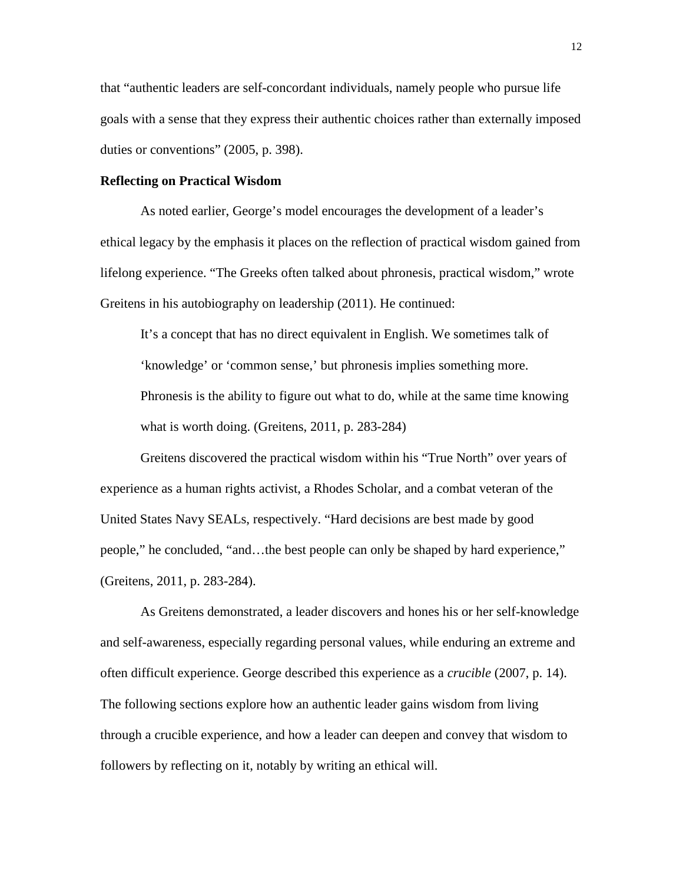that "authentic leaders are self-concordant individuals, namely people who pursue life goals with a sense that they express their authentic choices rather than externally imposed duties or conventions" (2005, p. 398).

**Reflecting on Practical Wisdom**

As noted earlier, George's model encourages the development of a leader's ethical legacy by the emphasis it places on the reflection of practical wisdom gained from lifelong experience. "The Greeks often talked about phronesis, practical wisdom," wrote Greitens in his autobiography on leadership (2011). He continued:

> It's a concept that has no direct equivalent in English. We sometimes talk of 'knowledge' or 'common sense,' but phronesis implies something more. Phronesis is the ability to figure out what to do, while at the same time knowing what is worth doing. (Greitens, 2011, p. 283-284)

Greitens discovered the practical wisdom within his "True North" over years of experience as a human rights activist, a Rhodes Scholar, and a combat veteran of the United States Navy SEALs, respectively. "Hard decisions are best made by good people," he concluded, "and…the best people can only be shaped by hard experience," (Greitens, 2011, p. 283-284).

As Greitens demonstrated, a leader discovers and hones his or her self-knowledge and self-awareness, especially regarding personal values, while enduring an extreme and often difficult experience. George described this experience as a *crucible* (2007, p. 14). The following sections explore how an authentic leader gains wisdom from living through a crucible experience, and how a leader can deepen and convey that wisdom to followers by reflecting on it, notably by writing an ethical will.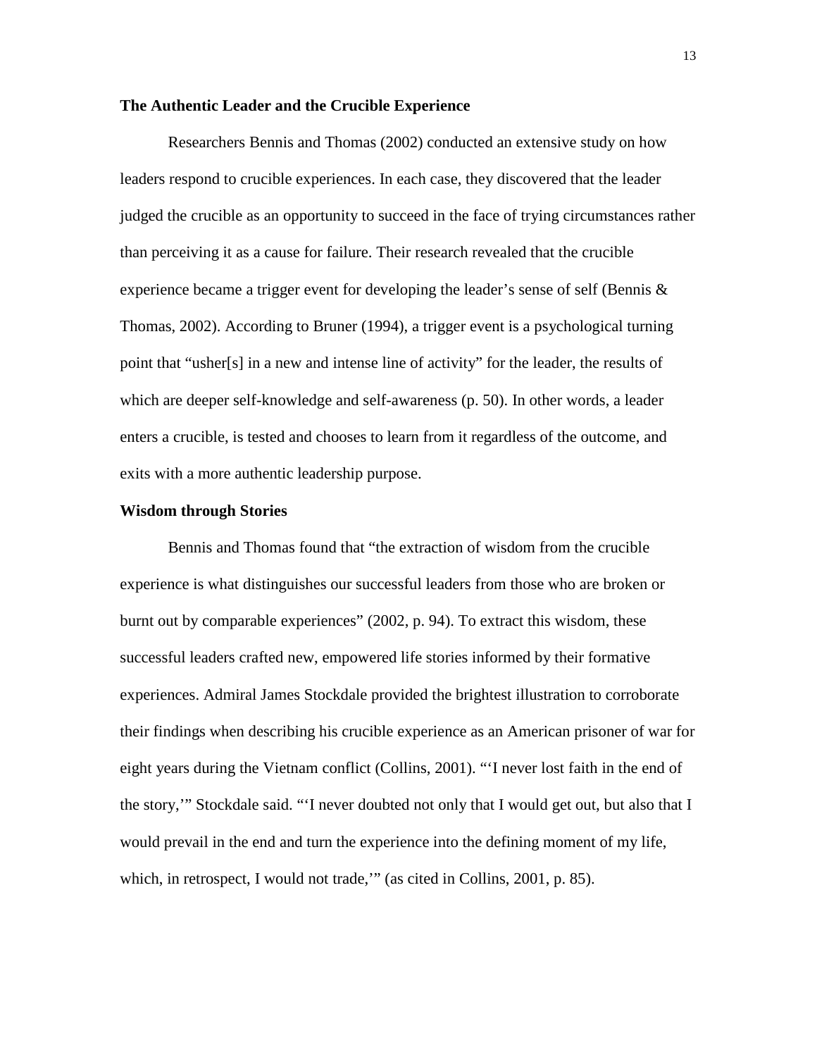**The Authentic Leader and the Crucible Experience**

Researchers Bennis and Thomas (2002) conducted an extensive study on how leaders respond to crucible experiences. In each case, they discovered that the leader judged the crucible as an opportunity to succeed in the face of trying circumstances rather than perceiving it as a cause for failure. Their research revealed that the crucible experience became a trigger event for developing the leader's sense of self (Bennis & Thomas, 2002). According to Bruner (1994), a trigger event is a psychological turning point that "usher[s] in a new and intense line of activity" for the leader, the results of which are deeper self-knowledge and self-awareness (p. 50). In other words, a leader enters a crucible, is tested and chooses to learn from it regardless of the outcome, and exits with a more authentic leadership purpose.

**Wisdom through Stories**

Bennis and Thomas found that "the extraction of wisdom from the crucible experience is what distinguishes our successful leaders from those who are broken or burnt out by comparable experiences" (2002, p. 94). To extract this wisdom, these successful leaders crafted new, empowered life stories informed by their formative experiences. Admiral James Stockdale provided the brightest illustration to corroborate their findings when describing his crucible experience as an American prisoner of war for eight years during the Vietnam conflict (Collins, 2001). "'I never lost faith in the end of the story,'" Stockdale said. "'I never doubted not only that I would get out, but also that I would prevail in the end and turn the experience into the defining moment of my life, which, in retrospect, I would not trade,'" (as cited in Collins, 2001, p. 85).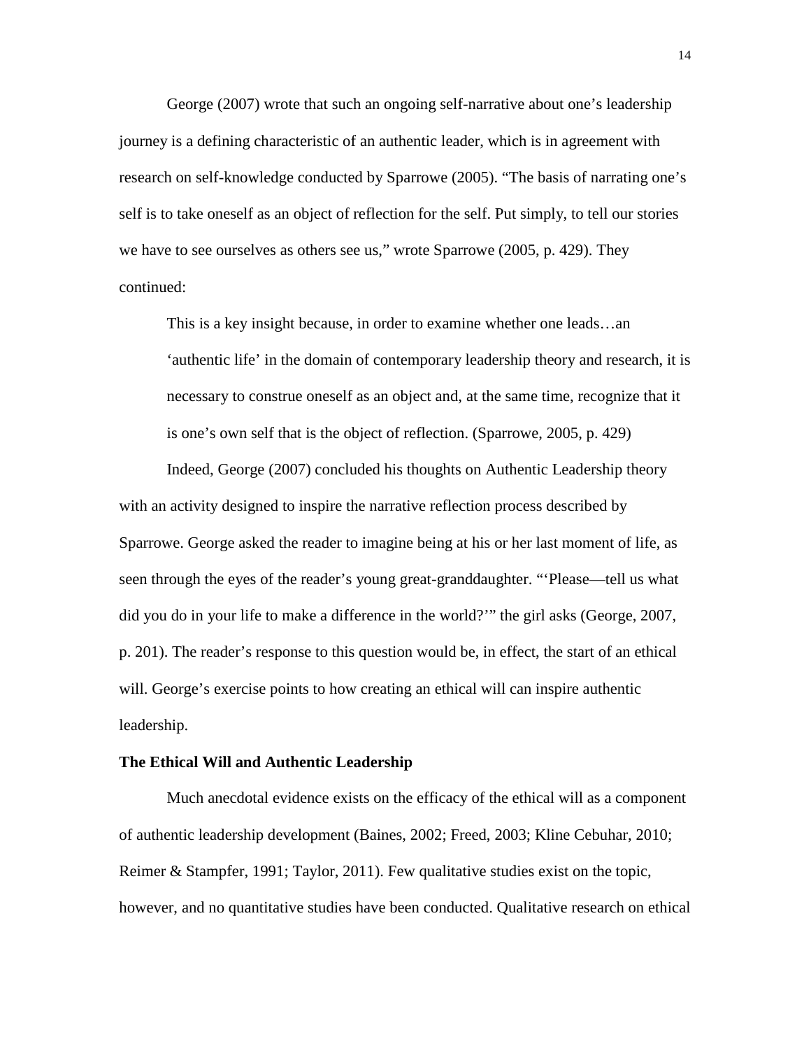George (2007) wrote that such an ongoing self-narrative about one's leadership journey is a defining characteristic of an authentic leader, which is in agreement with research on self-knowledge conducted by Sparrowe (2005). "The basis of narrating one's self is to take oneself as an object of reflection for the self. Put simply, to tell our stories we have to see ourselves as others see us," wrote Sparrowe (2005, p. 429). They continued:

> This is a key insight because, in order to examine whether one leads…an 'authentic life' in the domain of contemporary leadership theory and research, it is necessary to construe oneself as an object and, at the same time, recognize that it is one's own self that is the object of reflection. (Sparrowe, 2005, p. 429)

Indeed, George (2007) concluded his thoughts on Authentic Leadership theory with an activity designed to inspire the narrative reflection process described by Sparrowe. George asked the reader to imagine being at his or her last moment of life, as seen through the eyes of the reader's young great-granddaughter. "'Please—tell us what did you do in your life to make a difference in the world?'" the girl asks (George, 2007, p. 201). The reader's response to this question would be, in effect, the start of an ethical will. George's exercise points to how creating an ethical will can inspire authentic leadership.

**The Ethical Will and Authentic Leadership**

Much anecdotal evidence exists on the efficacy of the ethical will as a component of authentic leadership development (Baines, 2002; Freed, 2003; Kline Cebuhar, 2010; Reimer & Stampfer, 1991; Taylor, 2011). Few qualitative studies exist on the topic, however, and no quantitative studies have been conducted. Qualitative research on ethical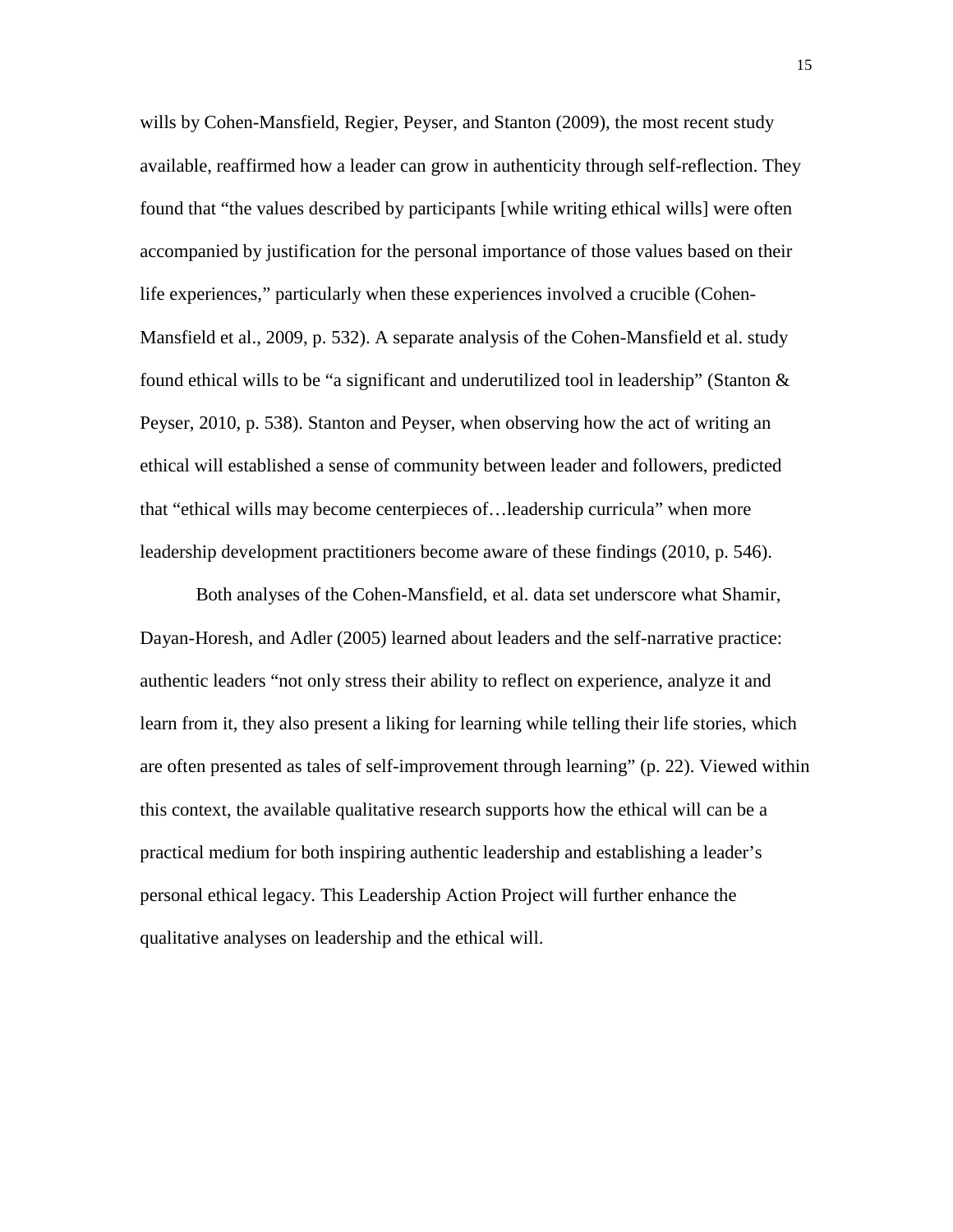wills by Cohen-Mansfield, Regier, Peyser, and Stanton (2009), the most recent study available, reaffirmed how a leader can grow in authenticity through self-reflection. They found that "the values described by participants [while writing ethical wills] were often accompanied by justification for the personal importance of those values based on their life experiences," particularly when these experiences involved a crucible (Cohen-Mansfield et al., 2009, p. 532). A separate analysis of the Cohen-Mansfield et al. study found ethical wills to be "a significant and underutilized tool in leadership" (Stanton & Peyser, 2010, p. 538). Stanton and Peyser, when observing how the act of writing an ethical will established a sense of community between leader and followers, predicted that "ethical wills may become centerpieces of…leadership curricula" when more leadership development practitioners become aware of these findings (2010, p. 546).

Both analyses of the Cohen-Mansfield, et al. data set underscore what Shamir, Dayan-Horesh, and Adler (2005) learned about leaders and the self-narrative practice: authentic leaders "not only stress their ability to reflect on experience, analyze it and learn from it, they also present a liking for learning while telling their life stories, which are often presented as tales of self-improvement through learning" (p. 22). Viewed within this context, the available qualitative research supports how the ethical will can be a practical medium for both inspiring authentic leadership and establishing a leader's personal ethical legacy. This Leadership Action Project will further enhance the qualitative analyses on leadership and the ethical will.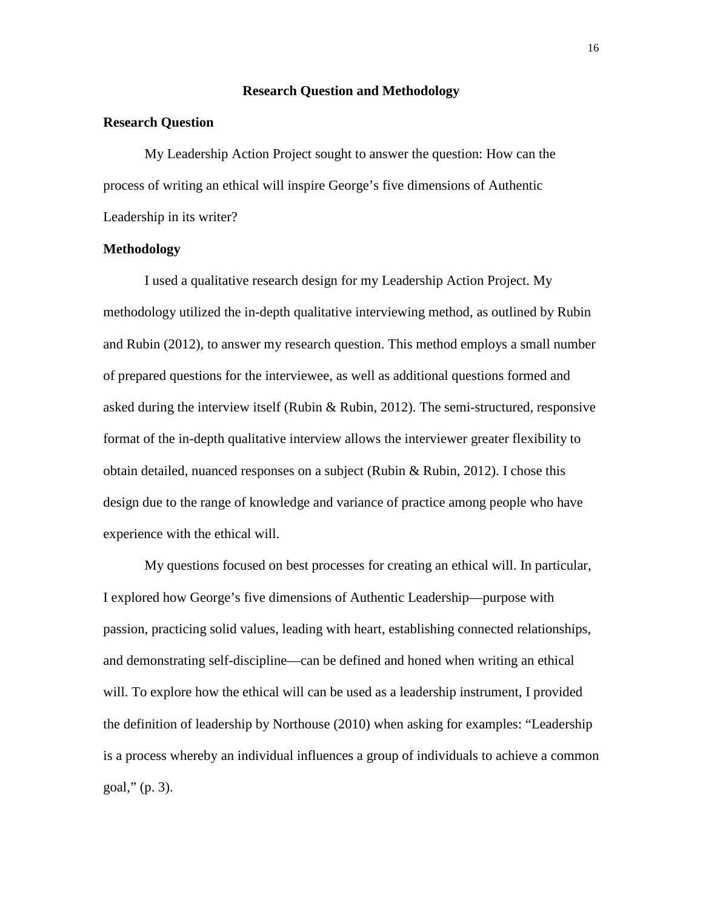# Research Question and Methodology

## Research Question

My Leadership Action Project sought to answer the question: How can the process of writing an ethical will inspire George's five dimensions of Authentic Leadership in its writer?

## Methodology

I used a qualitative research design for my Leadership Action Project. My methodology utilized the in-depth qualitative interviewing method, as outlined by Rubin and Rubin (2012), to answer my research question. This method employs a small number of prepared questions for the interviewee, as well as additional questions formed and asked during the interview itself (Rubin & Rubin, 2012). The semi-structured, responsive format of the in-depth qualitative interview allows the interviewer greater flexibility to obtain detailed, nuanced responses on a subject (Rubin & Rubin, 2012). I chose this design due to the range of knowledge and variance of practice among people who have experience with the ethical will.

My questions focused on best processes for creating an ethical will. In particular, I explored how George's five dimensions of Authentic Leadership—purpose with passion, practicing solid values, leading with heart, establishing connected relationships, and demonstrating self-discipline—can be defined and honed when writing an ethical will. To explore how the ethical will can be used as a leadership instrument, I provided the definition of leadership by Northouse (2010) when asking for examples: "Leadership is a process whereby an individual influences a group of individuals to achieve a common goal," (p. 3).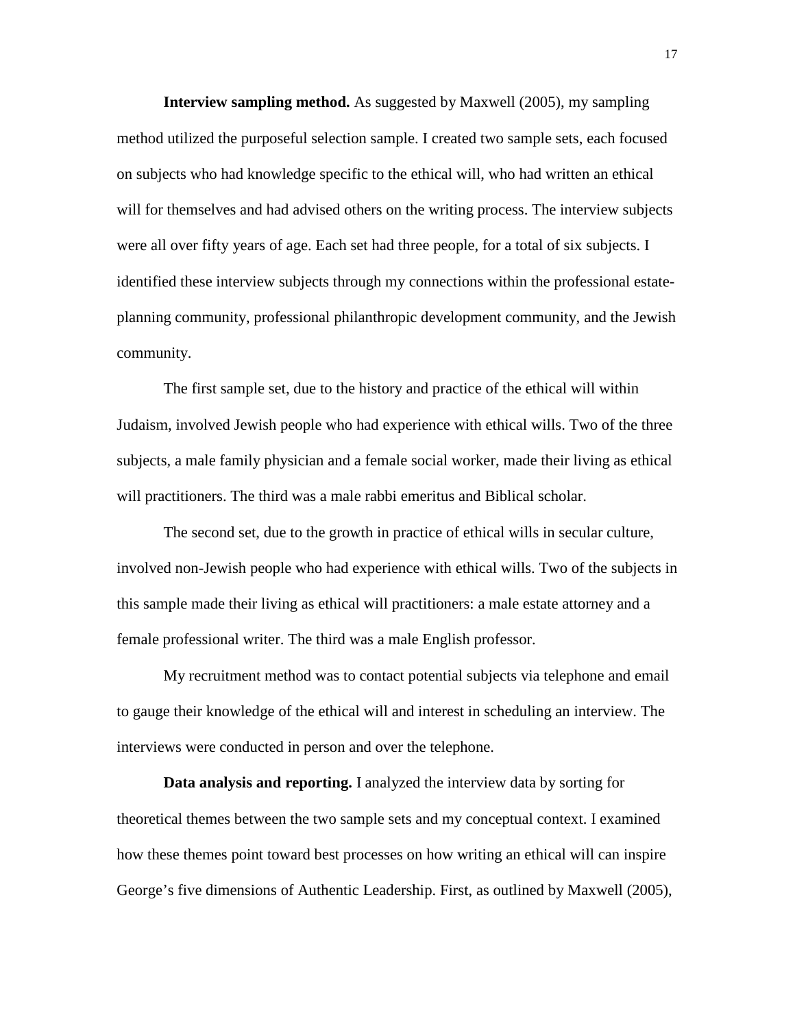**Interview sampling method.** As suggested by Maxwell (2005), my sampling method utilized the purposeful selection sample. I created two sample sets, each focused on subjects who had knowledge specific to the ethical will, who had written an ethical will for themselves and had advised others on the writing process. The interview subjects were all over fifty years of age. Each set had three people, for a total of six subjects. I identified these interview subjects through my connections within the professional estate-planning community, professional philanthropic development community, and the Jewish community.

The first sample set, due to the history and practice of the ethical will within Judaism, involved Jewish people who had experience with ethical wills. Two of the three subjects, a male family physician and a female social worker, made their living as ethical will practitioners. The third was a male rabbi emeritus and Biblical scholar.

The second set, due to the growth in practice of ethical wills in secular culture, involved non-Jewish people who had experience with ethical wills. Two of the subjects in this sample made their living as ethical will practitioners: a male estate attorney and a female professional writer. The third was a male English professor.

My recruitment method was to contact potential subjects via telephone and email to gauge their knowledge of the ethical will and interest in scheduling an interview. The interviews were conducted in person and over the telephone.

**Data analysis and reporting.** I analyzed the interview data by sorting for theoretical themes between the two sample sets and my conceptual context. I examined how these themes point toward best processes on how writing an ethical will can inspire George's five dimensions of Authentic Leadership. First, as outlined by Maxwell (2005),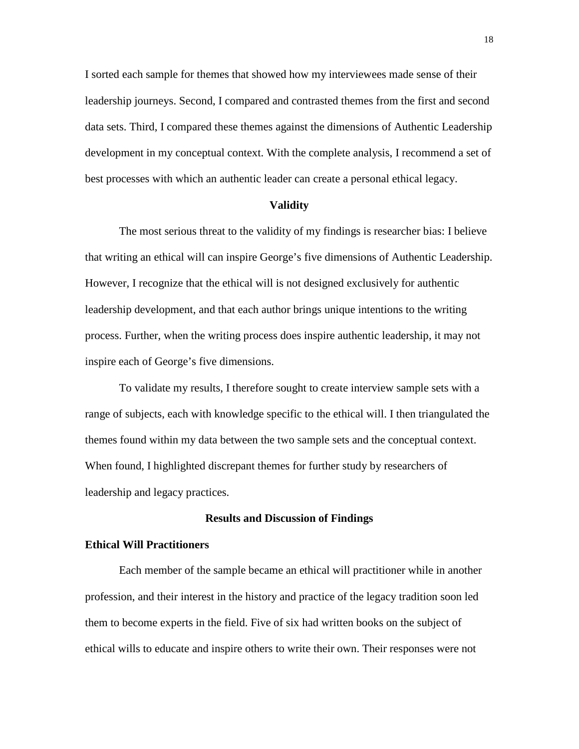I sorted each sample for themes that showed how my interviewees made sense of their leadership journeys. Second, I compared and contrasted themes from the first and second data sets. Third, I compared these themes against the dimensions of Authentic Leadership development in my conceptual context. With the complete analysis, I recommend a set of best processes with which an authentic leader can create a personal ethical legacy.

## Validity

The most serious threat to the validity of my findings is researcher bias: I believe that writing an ethical will can inspire George's five dimensions of Authentic Leadership. However, I recognize that the ethical will is not designed exclusively for authentic leadership development, and that each author brings unique intentions to the writing process. Further, when the writing process does inspire authentic leadership, it may not inspire each of George's five dimensions.

To validate my results, I therefore sought to create interview sample sets with a range of subjects, each with knowledge specific to the ethical will. I then triangulated the themes found within my data between the two sample sets and the conceptual context. When found, I highlighted discrepant themes for further study by researchers of leadership and legacy practices.

## Results and Discussion of Findings

### Ethical Will Practitioners

Each member of the sample became an ethical will practitioner while in another profession, and their interest in the history and practice of the legacy tradition soon led them to become experts in the field. Five of six had written books on the subject of ethical wills to educate and inspire others to write their own. Their responses were not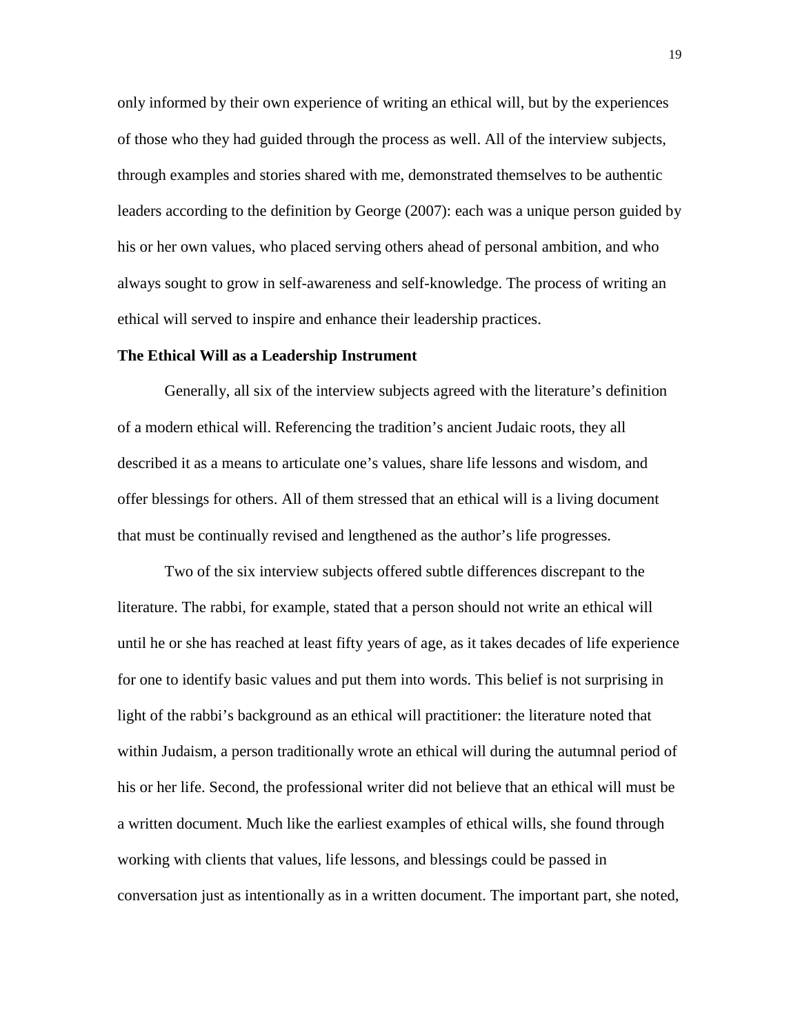only informed by their own experience of writing an ethical will, but by the experiences of those who they had guided through the process as well. All of the interview subjects, through examples and stories shared with me, demonstrated themselves to be authentic leaders according to the definition by George (2007): each was a unique person guided by his or her own values, who placed serving others ahead of personal ambition, and who always sought to grow in self-awareness and self-knowledge. The process of writing an ethical will served to inspire and enhance their leadership practices.

**The Ethical Will as a Leadership Instrument**

Generally, all six of the interview subjects agreed with the literature's definition of a modern ethical will. Referencing the tradition's ancient Judaic roots, they all described it as a means to articulate one's values, share life lessons and wisdom, and offer blessings for others. All of them stressed that an ethical will is a living document that must be continually revised and lengthened as the author's life progresses.

Two of the six interview subjects offered subtle differences discrepant to the literature. The rabbi, for example, stated that a person should not write an ethical will until he or she has reached at least fifty years of age, as it takes decades of life experience for one to identify basic values and put them into words. This belief is not surprising in light of the rabbi's background as an ethical will practitioner: the literature noted that within Judaism, a person traditionally wrote an ethical will during the autumnal period of his or her life. Second, the professional writer did not believe that an ethical will must be a written document. Much like the earliest examples of ethical wills, she found through working with clients that values, life lessons, and blessings could be passed in conversation just as intentionally as in a written document. The important part, she noted,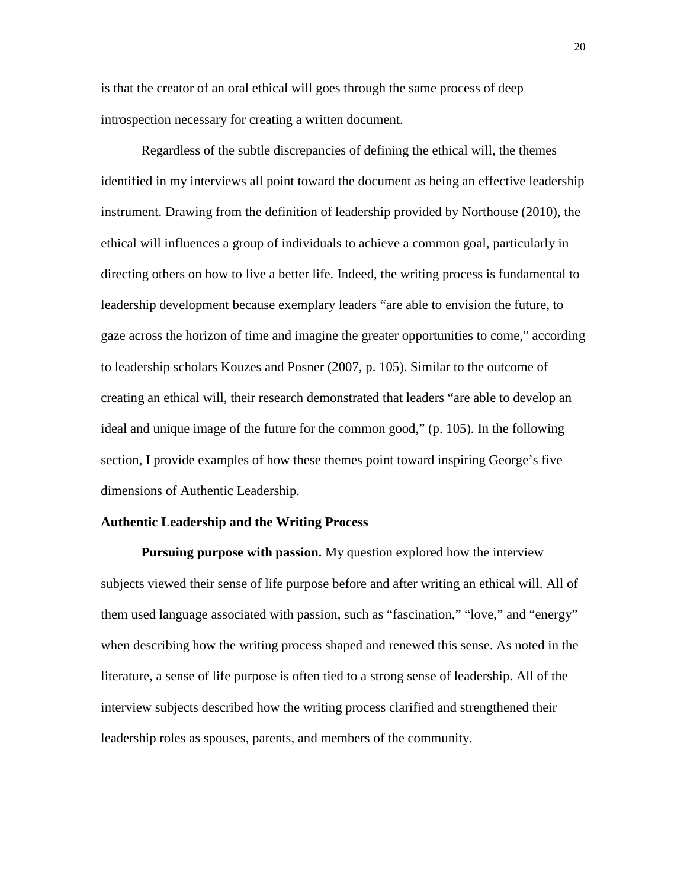is that the creator of an oral ethical will goes through the same process of deep introspection necessary for creating a written document.

Regardless of the subtle discrepancies of defining the ethical will, the themes identified in my interviews all point toward the document as being an effective leadership instrument. Drawing from the definition of leadership provided by Northouse (2010), the ethical will influences a group of individuals to achieve a common goal, particularly in directing others on how to live a better life. Indeed, the writing process is fundamental to leadership development because exemplary leaders "are able to envision the future, to gaze across the horizon of time and imagine the greater opportunities to come," according to leadership scholars Kouzes and Posner (2007, p. 105). Similar to the outcome of creating an ethical will, their research demonstrated that leaders "are able to develop an ideal and unique image of the future for the common good," (p. 105). In the following section, I provide examples of how these themes point toward inspiring George's five dimensions of Authentic Leadership.

### Authentic Leadership and the Writing Process

**Pursuing purpose with passion.** My question explored how the interview subjects viewed their sense of life purpose before and after writing an ethical will. All of them used language associated with passion, such as "fascination," "love," and "energy" when describing how the writing process shaped and renewed this sense. As noted in the literature, a sense of life purpose is often tied to a strong sense of leadership. All of the interview subjects described how the writing process clarified and strengthened their leadership roles as spouses, parents, and members of the community.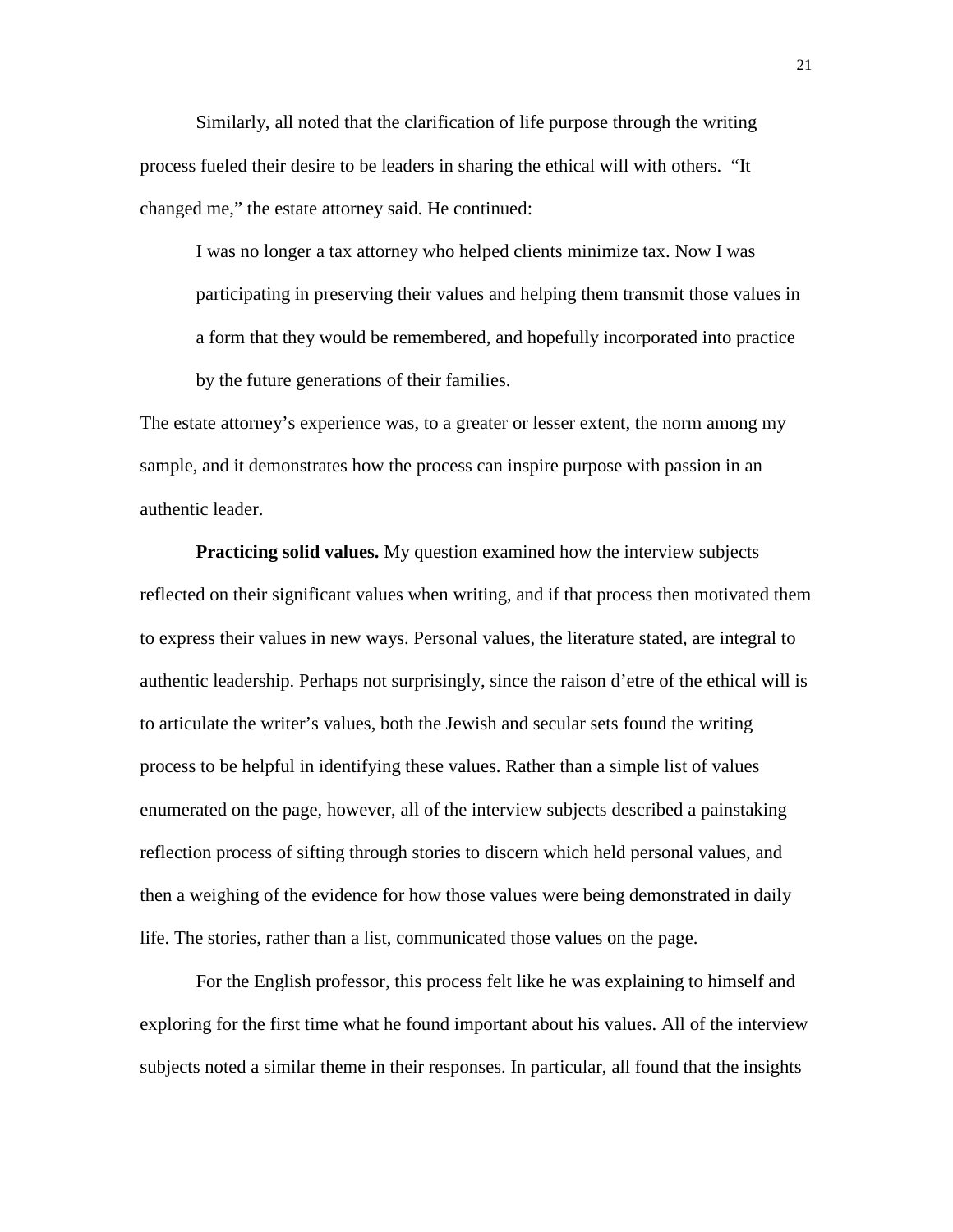Similarly, all noted that the clarification of life purpose through the writing process fueled their desire to be leaders in sharing the ethical will with others. "It changed me," the estate attorney said. He continued:

> I was no longer a tax attorney who helped clients minimize tax. Now I was participating in preserving their values and helping them transmit those values in a form that they would be remembered, and hopefully incorporated into practice by the future generations of their families.

The estate attorney's experience was, to a greater or lesser extent, the norm among my sample, and it demonstrates how the process can inspire purpose with passion in an authentic leader.

**Practicing solid values.** My question examined how the interview subjects reflected on their significant values when writing, and if that process then motivated them to express their values in new ways. Personal values, the literature stated, are integral to authentic leadership. Perhaps not surprisingly, since the raison d'etre of the ethical will is to articulate the writer's values, both the Jewish and secular sets found the writing process to be helpful in identifying these values. Rather than a simple list of values enumerated on the page, however, all of the interview subjects described a painstaking reflection process of sifting through stories to discern which held personal values, and then a weighing of the evidence for how those values were being demonstrated in daily life. The stories, rather than a list, communicated those values on the page.

For the English professor, this process felt like he was explaining to himself and exploring for the first time what he found important about his values. All of the interview subjects noted a similar theme in their responses. In particular, all found that the insights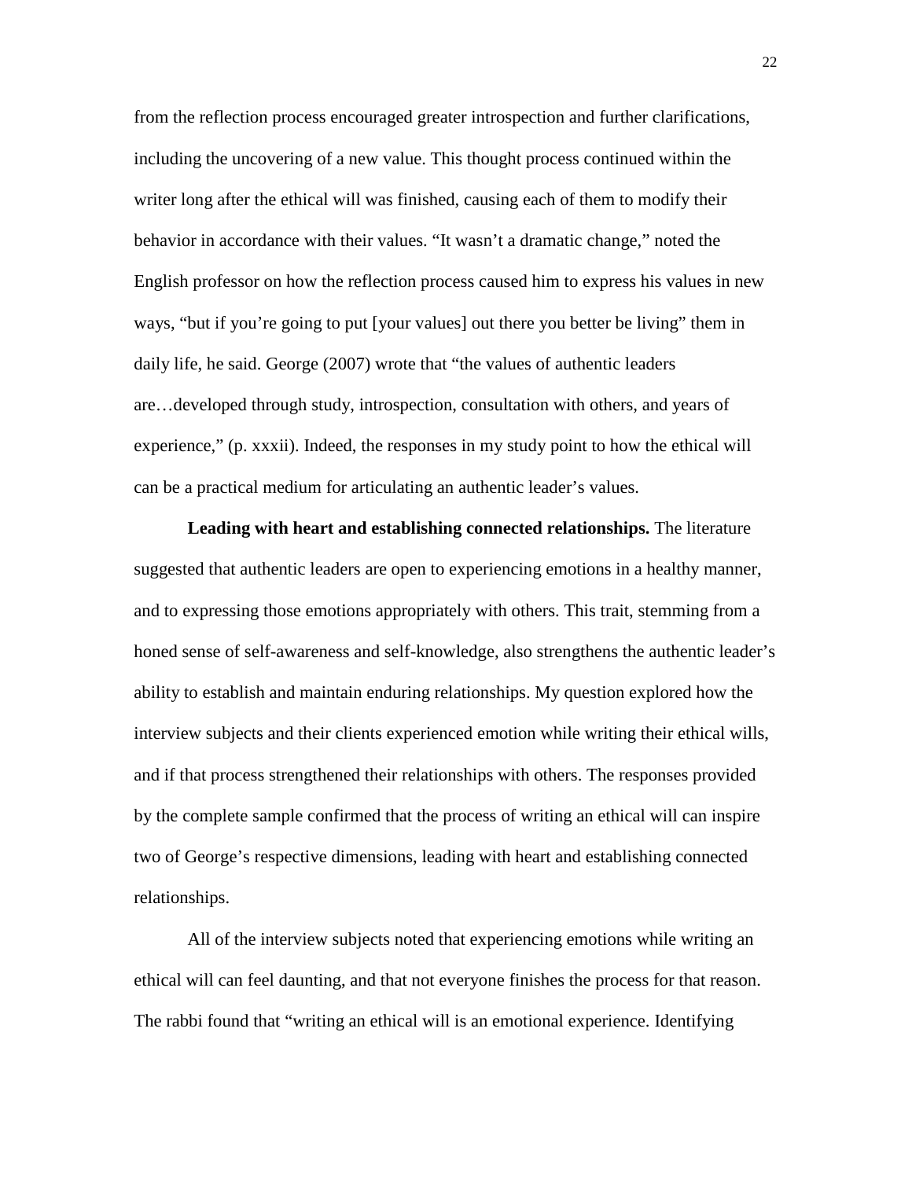from the reflection process encouraged greater introspection and further clarifications, including the uncovering of a new value. This thought process continued within the writer long after the ethical will was finished, causing each of them to modify their behavior in accordance with their values. "It wasn't a dramatic change," noted the English professor on how the reflection process caused him to express his values in new ways, "but if you're going to put [your values] out there you better be living" them in daily life, he said. George (2007) wrote that "the values of authentic leaders are…developed through study, introspection, consultation with others, and years of experience," (p. xxxii). Indeed, the responses in my study point to how the ethical will can be a practical medium for articulating an authentic leader's values.

**Leading with heart and establishing connected relationships.** The literature suggested that authentic leaders are open to experiencing emotions in a healthy manner, and to expressing those emotions appropriately with others. This trait, stemming from a honed sense of self-awareness and self-knowledge, also strengthens the authentic leader's ability to establish and maintain enduring relationships. My question explored how the interview subjects and their clients experienced emotion while writing their ethical wills, and if that process strengthened their relationships with others. The responses provided by the complete sample confirmed that the process of writing an ethical will can inspire two of George's respective dimensions, leading with heart and establishing connected relationships.

All of the interview subjects noted that experiencing emotions while writing an ethical will can feel daunting, and that not everyone finishes the process for that reason. The rabbi found that "writing an ethical will is an emotional experience. Identifying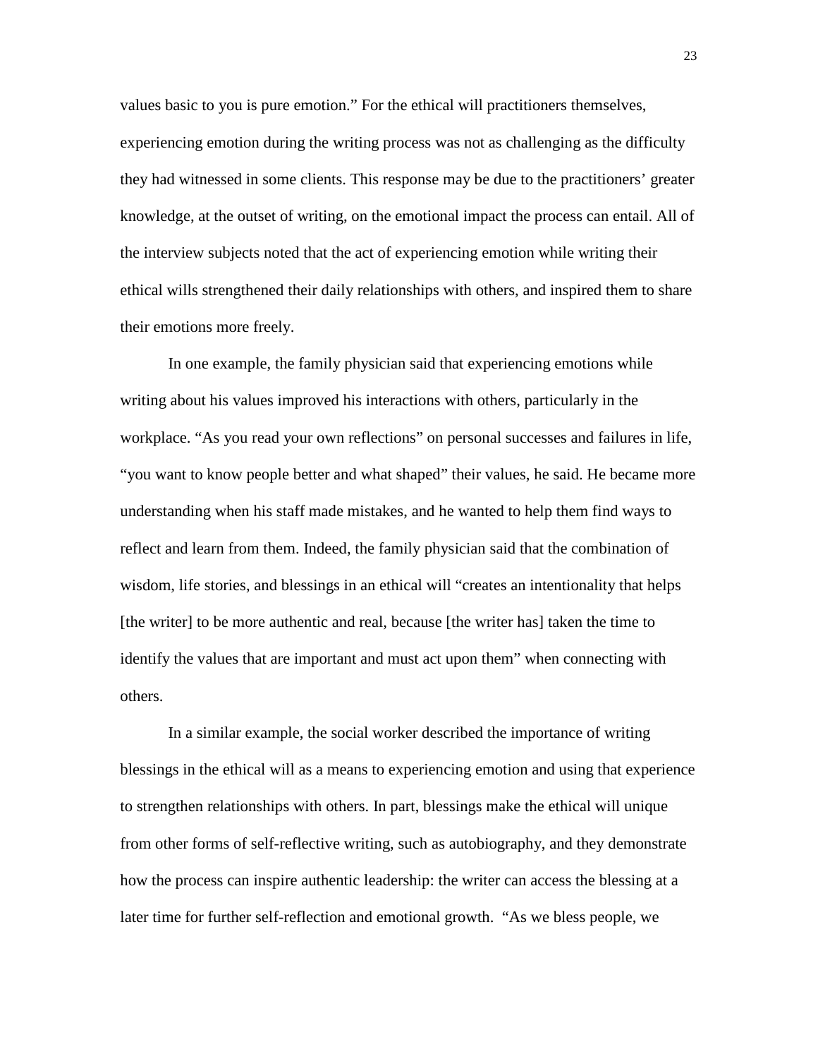values basic to you is pure emotion." For the ethical will practitioners themselves, experiencing emotion during the writing process was not as challenging as the difficulty they had witnessed in some clients. This response may be due to the practitioners' greater knowledge, at the outset of writing, on the emotional impact the process can entail. All of the interview subjects noted that the act of experiencing emotion while writing their ethical wills strengthened their daily relationships with others, and inspired them to share their emotions more freely.

In one example, the family physician said that experiencing emotions while writing about his values improved his interactions with others, particularly in the workplace. "As you read your own reflections" on personal successes and failures in life, "you want to know people better and what shaped" their values, he said. He became more understanding when his staff made mistakes, and he wanted to help them find ways to reflect and learn from them. Indeed, the family physician said that the combination of wisdom, life stories, and blessings in an ethical will "creates an intentionality that helps [the writer] to be more authentic and real, because [the writer has] taken the time to identify the values that are important and must act upon them" when connecting with others.

In a similar example, the social worker described the importance of writing blessings in the ethical will as a means to experiencing emotion and using that experience to strengthen relationships with others. In part, blessings make the ethical will unique from other forms of self-reflective writing, such as autobiography, and they demonstrate how the process can inspire authentic leadership: the writer can access the blessing at a later time for further self-reflection and emotional growth. "As we bless people, we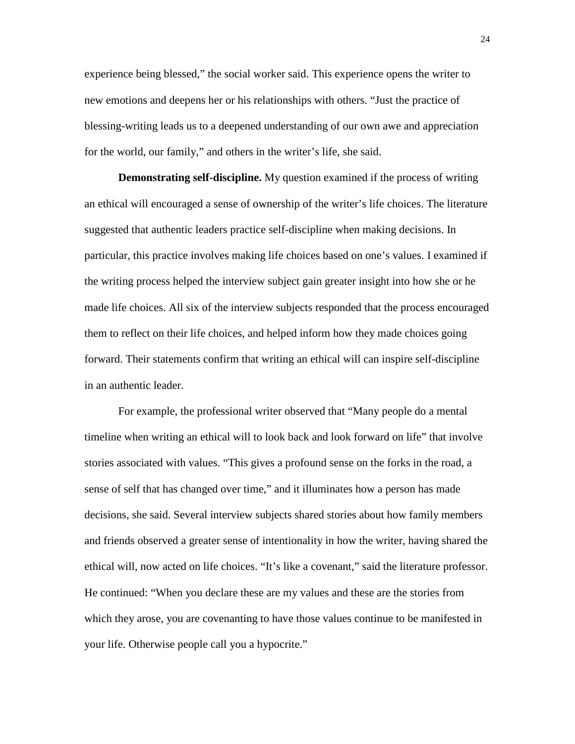experience being blessed," the social worker said. This experience opens the writer to new emotions and deepens her or his relationships with others. "Just the practice of blessing-writing leads us to a deepened understanding of our own awe and appreciation for the world, our family," and others in the writer's life, she said.

**Demonstrating self-discipline.** My question examined if the process of writing an ethical will encouraged a sense of ownership of the writer's life choices. The literature suggested that authentic leaders practice self-discipline when making decisions. In particular, this practice involves making life choices based on one's values. I examined if the writing process helped the interview subject gain greater insight into how she or he made life choices. All six of the interview subjects responded that the process encouraged them to reflect on their life choices, and helped inform how they made choices going forward. Their statements confirm that writing an ethical will can inspire self-discipline in an authentic leader.

For example, the professional writer observed that "Many people do a mental timeline when writing an ethical will to look back and look forward on life" that involve stories associated with values. "This gives a profound sense on the forks in the road, a sense of self that has changed over time," and it illuminates how a person has made decisions, she said. Several interview subjects shared stories about how family members and friends observed a greater sense of intentionality in how the writer, having shared the ethical will, now acted on life choices. "It's like a covenant," said the literature professor. He continued: "When you declare these are my values and these are the stories from which they arose, you are covenanting to have those values continue to be manifested in your life. Otherwise people call you a hypocrite."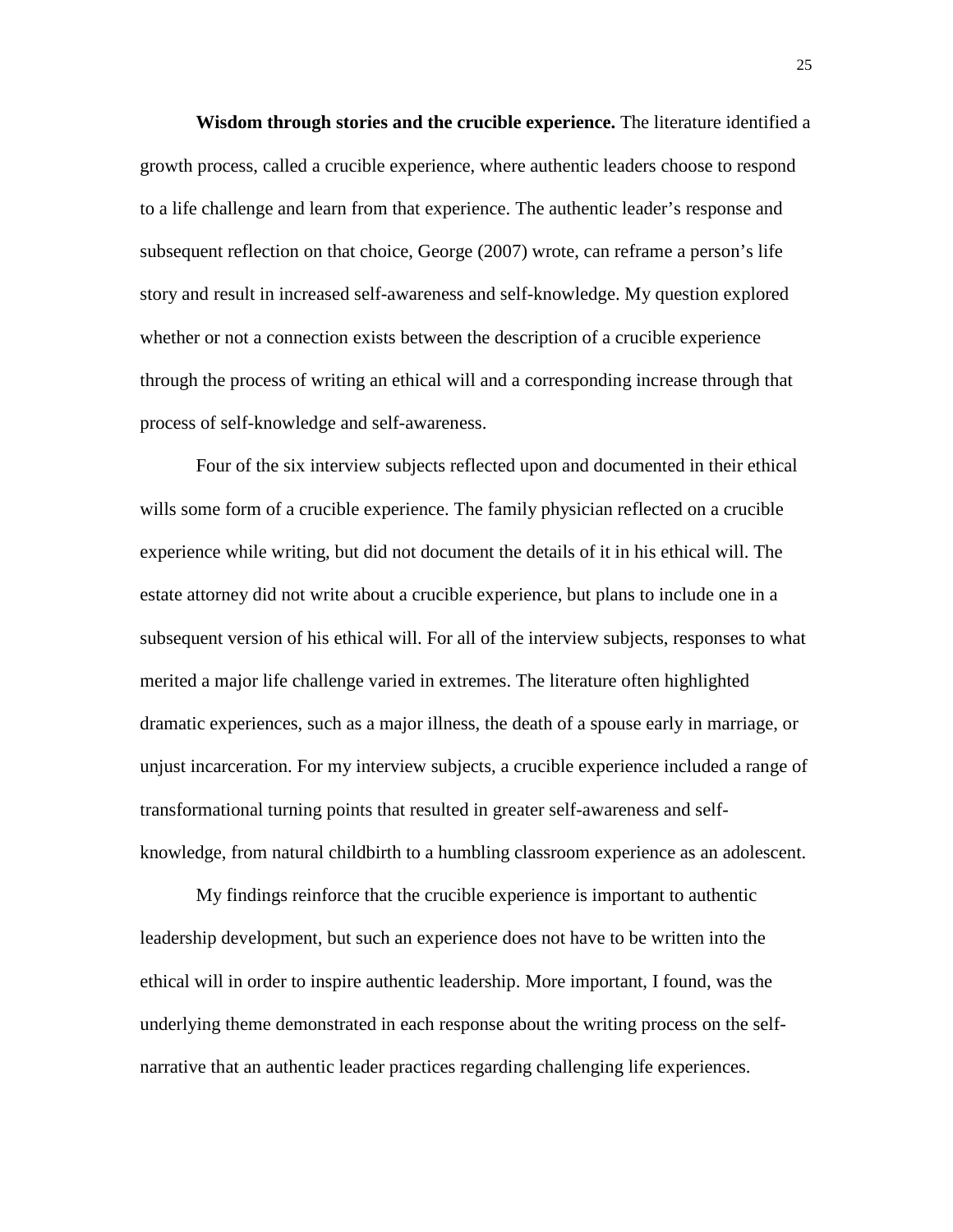**Wisdom through stories and the crucible experience.** The literature identified a growth process, called a crucible experience, where authentic leaders choose to respond to a life challenge and learn from that experience. The authentic leader's response and subsequent reflection on that choice, George (2007) wrote, can reframe a person's life story and result in increased self-awareness and self-knowledge. My question explored whether or not a connection exists between the description of a crucible experience through the process of writing an ethical will and a corresponding increase through that process of self-knowledge and self-awareness.

Four of the six interview subjects reflected upon and documented in their ethical wills some form of a crucible experience. The family physician reflected on a crucible experience while writing, but did not document the details of it in his ethical will. The estate attorney did not write about a crucible experience, but plans to include one in a subsequent version of his ethical will. For all of the interview subjects, responses to what merited a major life challenge varied in extremes. The literature often highlighted dramatic experiences, such as a major illness, the death of a spouse early in marriage, or unjust incarceration. For my interview subjects, a crucible experience included a range of transformational turning points that resulted in greater self-awareness and self-knowledge, from natural childbirth to a humbling classroom experience as an adolescent.

My findings reinforce that the crucible experience is important to authentic leadership development, but such an experience does not have to be written into the ethical will in order to inspire authentic leadership. More important, I found, was the underlying theme demonstrated in each response about the writing process on the self-narrative that an authentic leader practices regarding challenging life experiences.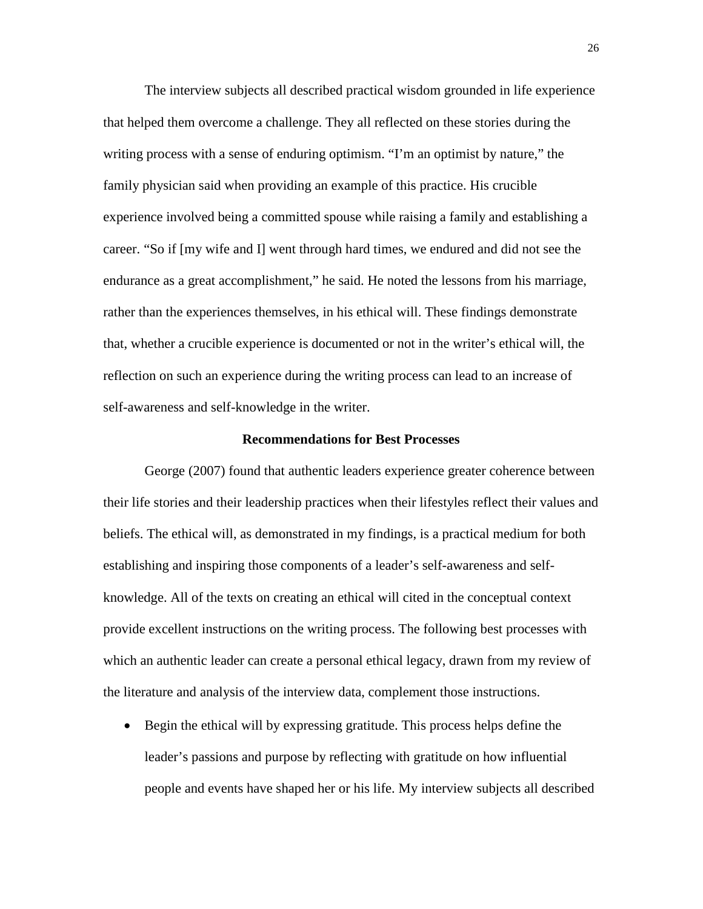The interview subjects all described practical wisdom grounded in life experience that helped them overcome a challenge. They all reflected on these stories during the writing process with a sense of enduring optimism. “I’m an optimist by nature,” the family physician said when providing an example of this practice. His crucible experience involved being a committed spouse while raising a family and establishing a career. “So if [my wife and I] went through hard times, we endured and did not see the endurance as a great accomplishment,” he said. He noted the lessons from his marriage, rather than the experiences themselves, in his ethical will. These findings demonstrate that, whether a crucible experience is documented or not in the writer’s ethical will, the reflection on such an experience during the writing process can lead to an increase of self-awareness and self-knowledge in the writer.

## Recommendations for Best Processes

George (2007) found that authentic leaders experience greater coherence between their life stories and their leadership practices when their lifestyles reflect their values and beliefs. The ethical will, as demonstrated in my findings, is a practical medium for both establishing and inspiring those components of a leader’s self-awareness and self-knowledge. All of the texts on creating an ethical will cited in the conceptual context provide excellent instructions on the writing process. The following best processes with which an authentic leader can create a personal ethical legacy, drawn from my review of the literature and analysis of the interview data, complement those instructions.

- Begin the ethical will by expressing gratitude. This process helps define the leader’s passions and purpose by reflecting with gratitude on how influential people and events have shaped her or his life. My interview subjects all described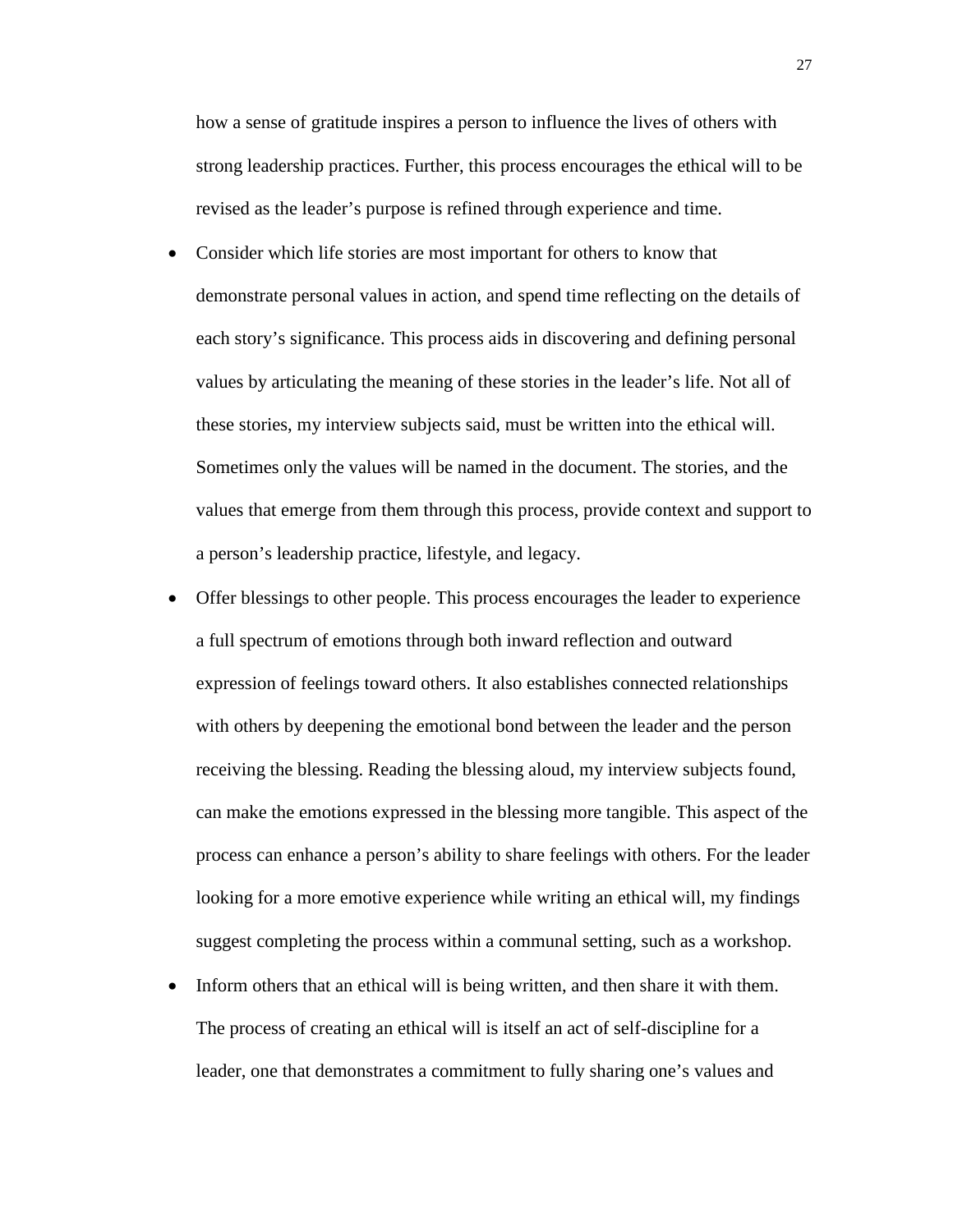how a sense of gratitude inspires a person to influence the lives of others with strong leadership practices. Further, this process encourages the ethical will to be revised as the leader's purpose is refined through experience and time.

- Consider which life stories are most important for others to know that demonstrate personal values in action, and spend time reflecting on the details of each story's significance. This process aids in discovering and defining personal values by articulating the meaning of these stories in the leader's life. Not all of these stories, my interview subjects said, must be written into the ethical will. Sometimes only the values will be named in the document. The stories, and the values that emerge from them through this process, provide context and support to a person's leadership practice, lifestyle, and legacy.
- Offer blessings to other people. This process encourages the leader to experience a full spectrum of emotions through both inward reflection and outward expression of feelings toward others. It also establishes connected relationships with others by deepening the emotional bond between the leader and the person receiving the blessing. Reading the blessing aloud, my interview subjects found, can make the emotions expressed in the blessing more tangible. This aspect of the process can enhance a person's ability to share feelings with others. For the leader looking for a more emotive experience while writing an ethical will, my findings suggest completing the process within a communal setting, such as a workshop.
- Inform others that an ethical will is being written, and then share it with them. The process of creating an ethical will is itself an act of self-discipline for a leader, one that demonstrates a commitment to fully sharing one's values and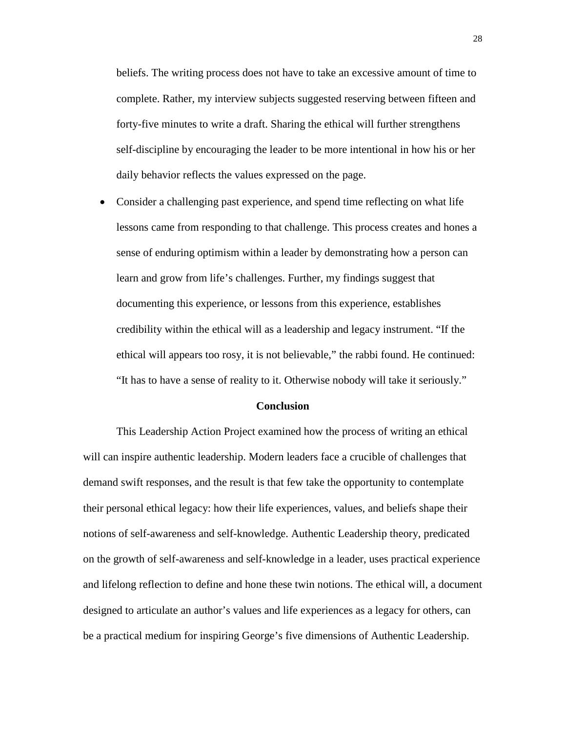beliefs. The writing process does not have to take an excessive amount of time to complete. Rather, my interview subjects suggested reserving between fifteen and forty-five minutes to write a draft. Sharing the ethical will further strengthens self-discipline by encouraging the leader to be more intentional in how his or her daily behavior reflects the values expressed on the page.

- Consider a challenging past experience, and spend time reflecting on what life lessons came from responding to that challenge. This process creates and hones a sense of enduring optimism within a leader by demonstrating how a person can learn and grow from life's challenges. Further, my findings suggest that documenting this experience, or lessons from this experience, establishes credibility within the ethical will as a leadership and legacy instrument. "If the ethical will appears too rosy, it is not believable," the rabbi found. He continued: "It has to have a sense of reality to it. Otherwise nobody will take it seriously."

## Conclusion

This Leadership Action Project examined how the process of writing an ethical will can inspire authentic leadership. Modern leaders face a crucible of challenges that demand swift responses, and the result is that few take the opportunity to contemplate their personal ethical legacy: how their life experiences, values, and beliefs shape their notions of self-awareness and self-knowledge. Authentic Leadership theory, predicated on the growth of self-awareness and self-knowledge in a leader, uses practical experience and lifelong reflection to define and hone these twin notions. The ethical will, a document designed to articulate an author's values and life experiences as a legacy for others, can be a practical medium for inspiring George's five dimensions of Authentic Leadership.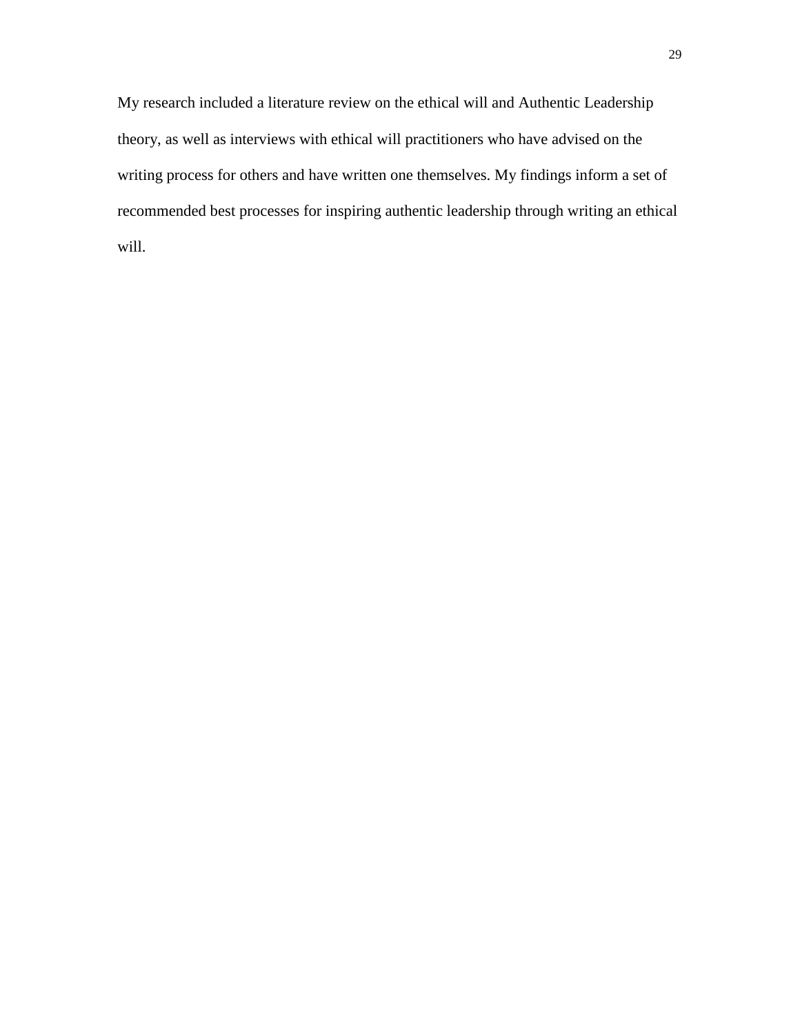My research included a literature review on the ethical will and Authentic Leadership theory, as well as interviews with ethical will practitioners who have advised on the writing process for others and have written one themselves. My findings inform a set of recommended best processes for inspiring authentic leadership through writing an ethical will.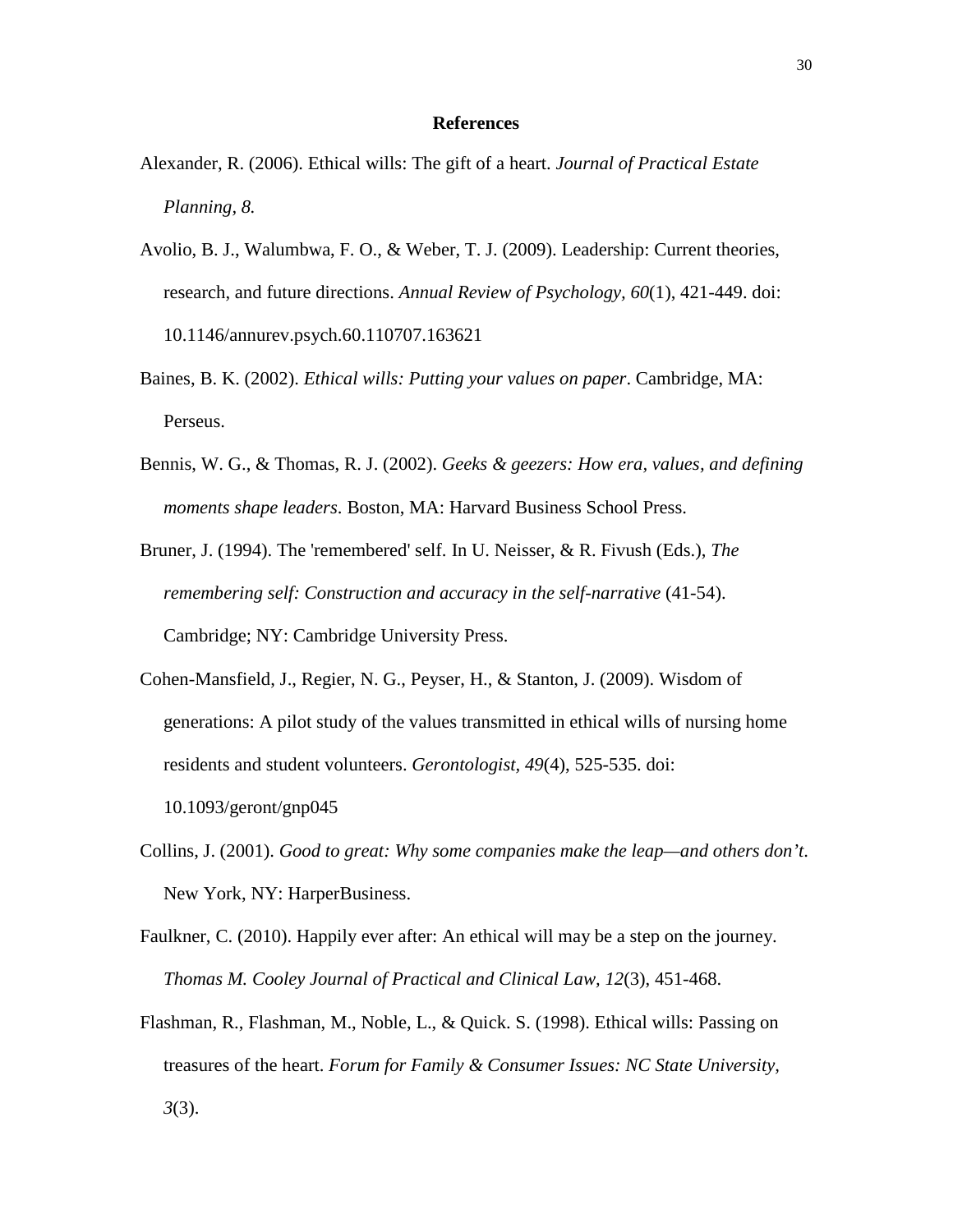# References

Alexander, R. (2006). Ethical wills: The gift of a heart. *Journal of Practical Estate Planning, 8.*

Avolio, B. J., Walumbwa, F. O., & Weber, T. J. (2009). Leadership: Current theories, research, and future directions. *Annual Review of Psychology, 60*(1), 421-449. doi: 10.1146/annurev.psych.60.110707.163621

Baines, B. K. (2002). *Ethical wills: Putting your values on paper*. Cambridge, MA: Perseus.

Bennis, W. G., & Thomas, R. J. (2002). *Geeks & geezers: How era, values, and defining moments shape leaders*. Boston, MA: Harvard Business School Press.

Bruner, J. (1994). The 'remembered' self. In U. Neisser, & R. Fivush (Eds.), *The remembering self: Construction and accuracy in the self-narrative* (41-54). Cambridge; NY: Cambridge University Press.

Cohen-Mansfield, J., Regier, N. G., Peyser, H., & Stanton, J. (2009). Wisdom of generations: A pilot study of the values transmitted in ethical wills of nursing home residents and student volunteers. *Gerontologist, 49*(4), 525-535. doi: 10.1093/geront/gnp045

Collins, J. (2001). *Good to great: Why some companies make the leap—and others don't.* New York, NY: HarperBusiness.

Faulkner, C. (2010). Happily ever after: An ethical will may be a step on the journey. *Thomas M. Cooley Journal of Practical and Clinical Law, 12*(3), 451-468.

Flashman, R., Flashman, M., Noble, L., & Quick. S. (1998). Ethical wills: Passing on treasures of the heart. *Forum for Family & Consumer Issues: NC State University, 3*(3).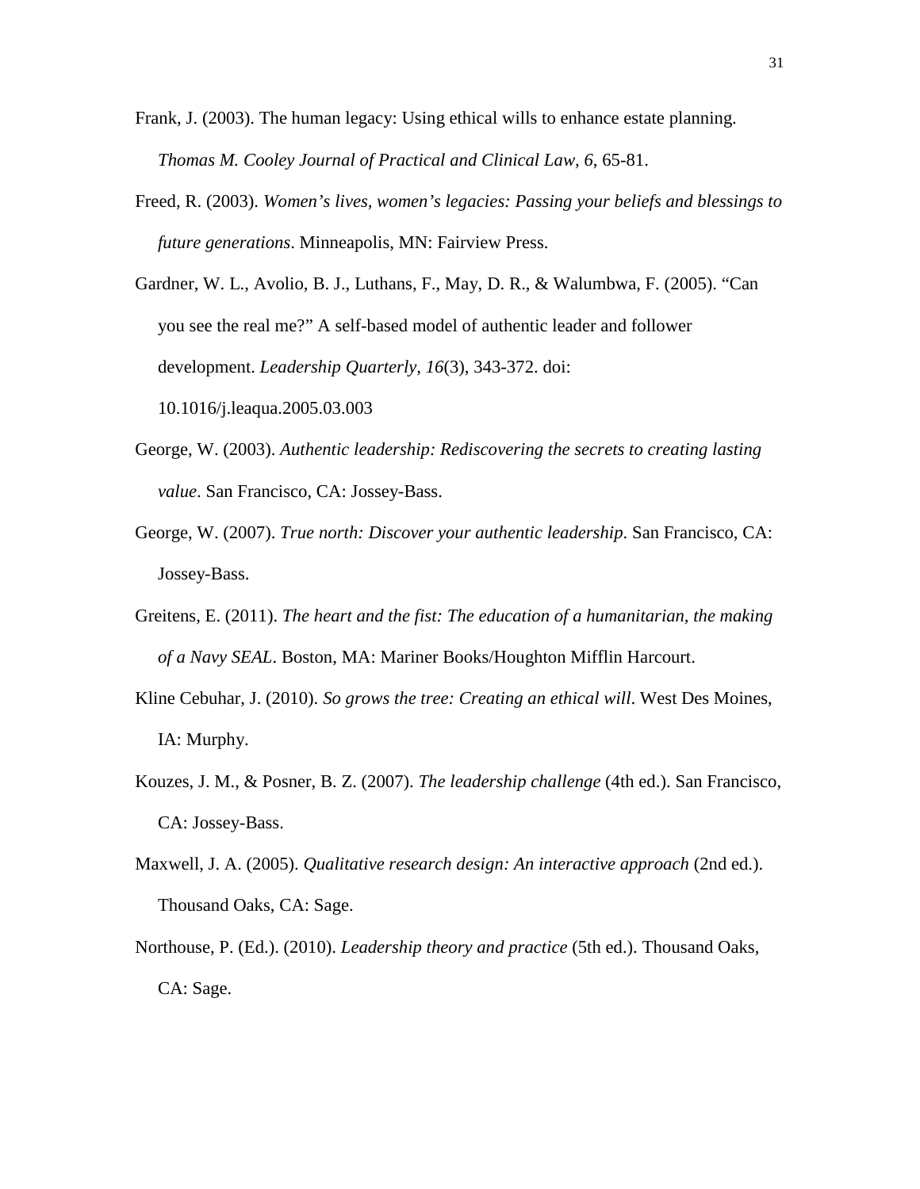Frank, J. (2003). The human legacy: Using ethical wills to enhance estate planning. *Thomas M. Cooley Journal of Practical and Clinical Law, 6*, 65-81.

Freed, R. (2003). *Women's lives, women's legacies: Passing your beliefs and blessings to future generations*. Minneapolis, MN: Fairview Press.

Gardner, W. L., Avolio, B. J., Luthans, F., May, D. R., & Walumbwa, F. (2005). "Can you see the real me?" A self-based model of authentic leader and follower development. *Leadership Quarterly, 16*(3), 343-372. doi: 10.1016/j.leaqua.2005.03.003

George, W. (2003). *Authentic leadership: Rediscovering the secrets to creating lasting value*. San Francisco, CA: Jossey-Bass.

George, W. (2007). *True north: Discover your authentic leadership*. San Francisco, CA: Jossey-Bass.

Greitens, E. (2011). *The heart and the fist: The education of a humanitarian, the making of a Navy SEAL*. Boston, MA: Mariner Books/Houghton Mifflin Harcourt.

Kline Cebuhar, J. (2010). *So grows the tree: Creating an ethical will*. West Des Moines, IA: Murphy.

Kouzes, J. M., & Posner, B. Z. (2007). *The leadership challenge* (4th ed.). San Francisco, CA: Jossey-Bass.

Maxwell, J. A. (2005). *Qualitative research design: An interactive approach* (2nd ed.). Thousand Oaks, CA: Sage.

Northouse, P. (Ed.). (2010). *Leadership theory and practice* (5th ed.). Thousand Oaks, CA: Sage.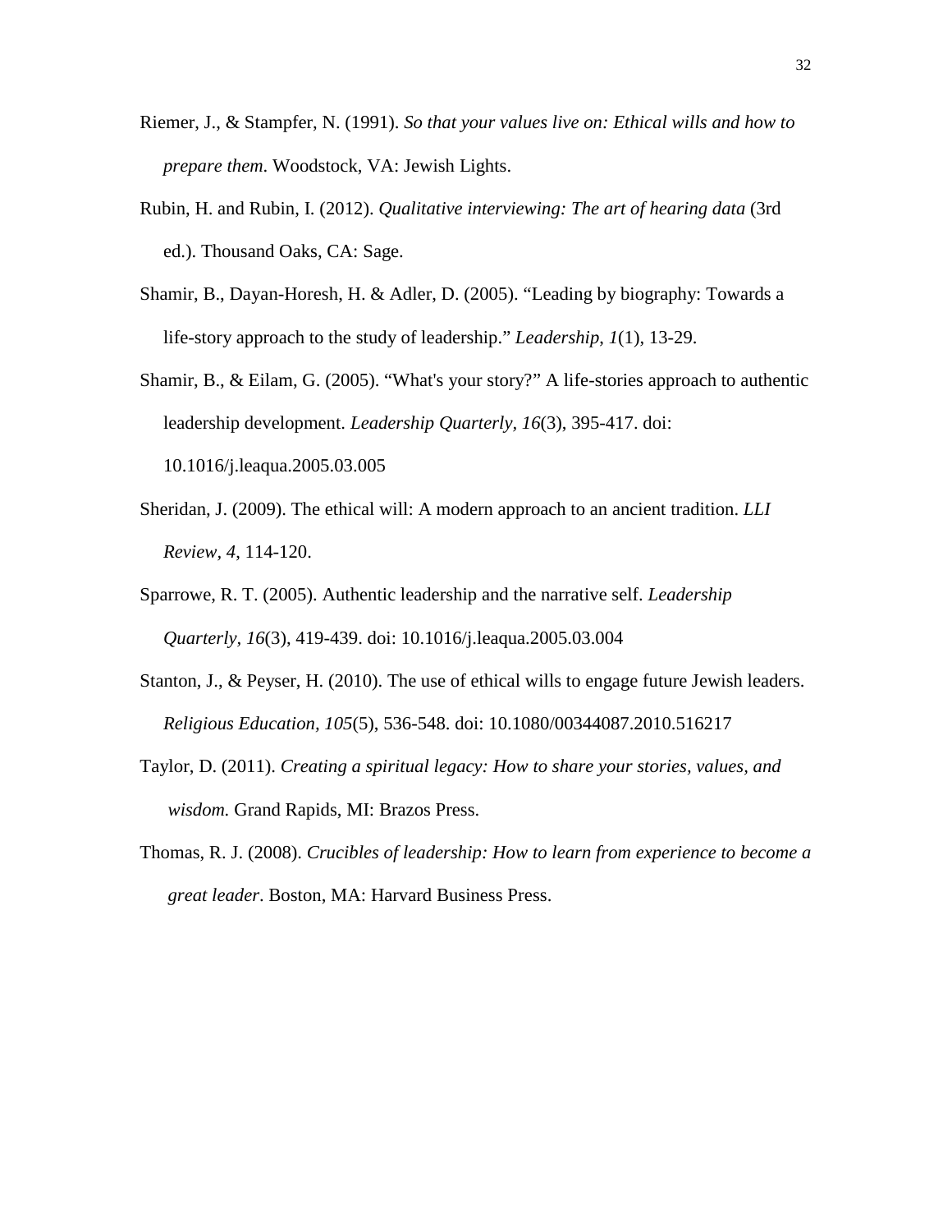Riemer, J., & Stampfer, N. (1991). *So that your values live on: Ethical wills and how to prepare them*. Woodstock, VA: Jewish Lights.

Rubin, H. and Rubin, I. (2012). *Qualitative interviewing: The art of hearing data* (3rd ed.). Thousand Oaks, CA: Sage.

Shamir, B., Dayan-Horesh, H. & Adler, D. (2005). "Leading by biography: Towards a life-story approach to the study of leadership." *Leadership*, *1*(1), 13-29.

Shamir, B., & Eilam, G. (2005). "What's your story?" A life-stories approach to authentic leadership development. *Leadership Quarterly, 16*(3), 395-417. doi: 10.1016/j.leaqua.2005.03.005

Sheridan, J. (2009). The ethical will: A modern approach to an ancient tradition. *LLI Review, 4*, 114-120.

Sparrowe, R. T. (2005). Authentic leadership and the narrative self. *Leadership Quarterly*, *16*(3), 419-439. doi: 10.1016/j.leaqua.2005.03.004

Stanton, J., & Peyser, H. (2010). The use of ethical wills to engage future Jewish leaders. *Religious Education, 105*(5), 536-548. doi: 10.1080/00344087.2010.516217

Taylor, D. (2011). *Creating a spiritual legacy: How to share your stories, values, and wisdom.* Grand Rapids, MI: Brazos Press.

Thomas, R. J. (2008). *Crucibles of leadership: How to learn from experience to become a great leader*. Boston, MA: Harvard Business Press.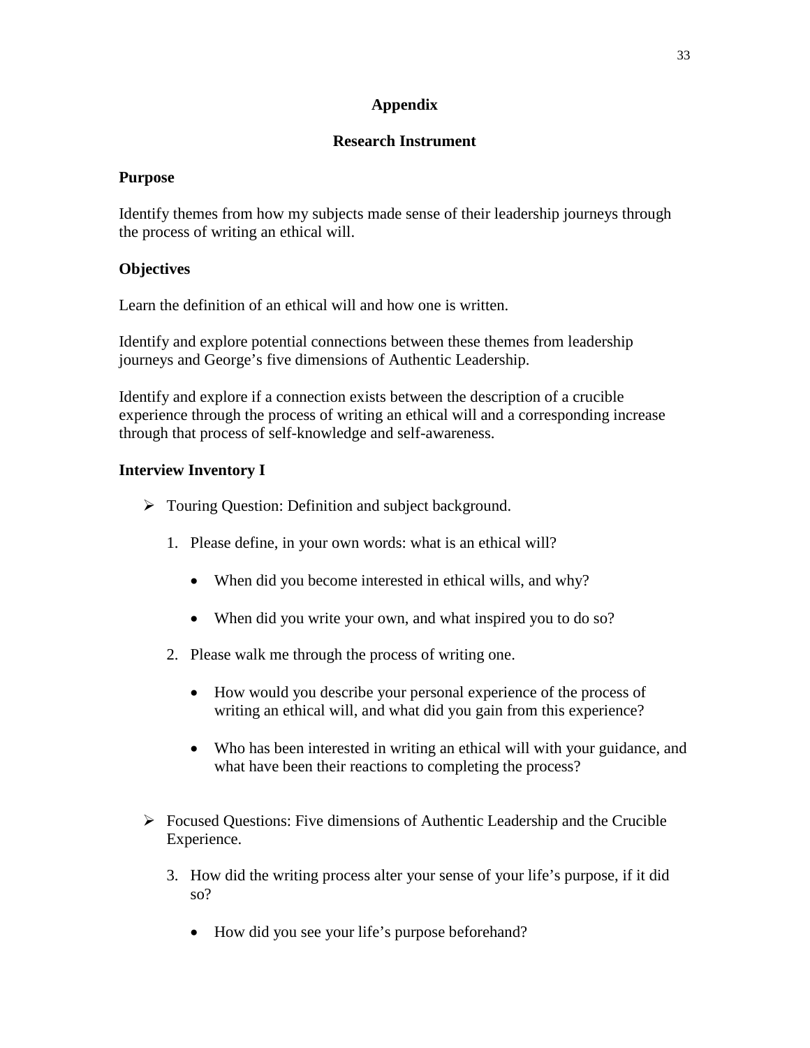# Appendix

## Research Instrument

**Purpose**

Identify themes from how my subjects made sense of their leadership journeys through the process of writing an ethical will.

**Objectives**

Learn the definition of an ethical will and how one is written.

Identify and explore potential connections between these themes from leadership journeys and George's five dimensions of Authentic Leadership.

Identify and explore if a connection exists between the description of a crucible experience through the process of writing an ethical will and a corresponding increase through that process of self-knowledge and self-awareness.

**Interview Inventory I**

- Touring Question: Definition and subject background.

  1. Please define, in your own words: what is an ethical will?

     - When did you become interested in ethical wills, and why?

     - When did you write your own, and what inspired you to do so?

  2. Please walk me through the process of writing one.

     - How would you describe your personal experience of the process of writing an ethical will, and what did you gain from this experience?

     - Who has been interested in writing an ethical will with your guidance, and what have been their reactions to completing the process?

- Focused Questions: Five dimensions of Authentic Leadership and the Crucible Experience.

  3. How did the writing process alter your sense of your life's purpose, if it did so?

     - How did you see your life's purpose beforehand?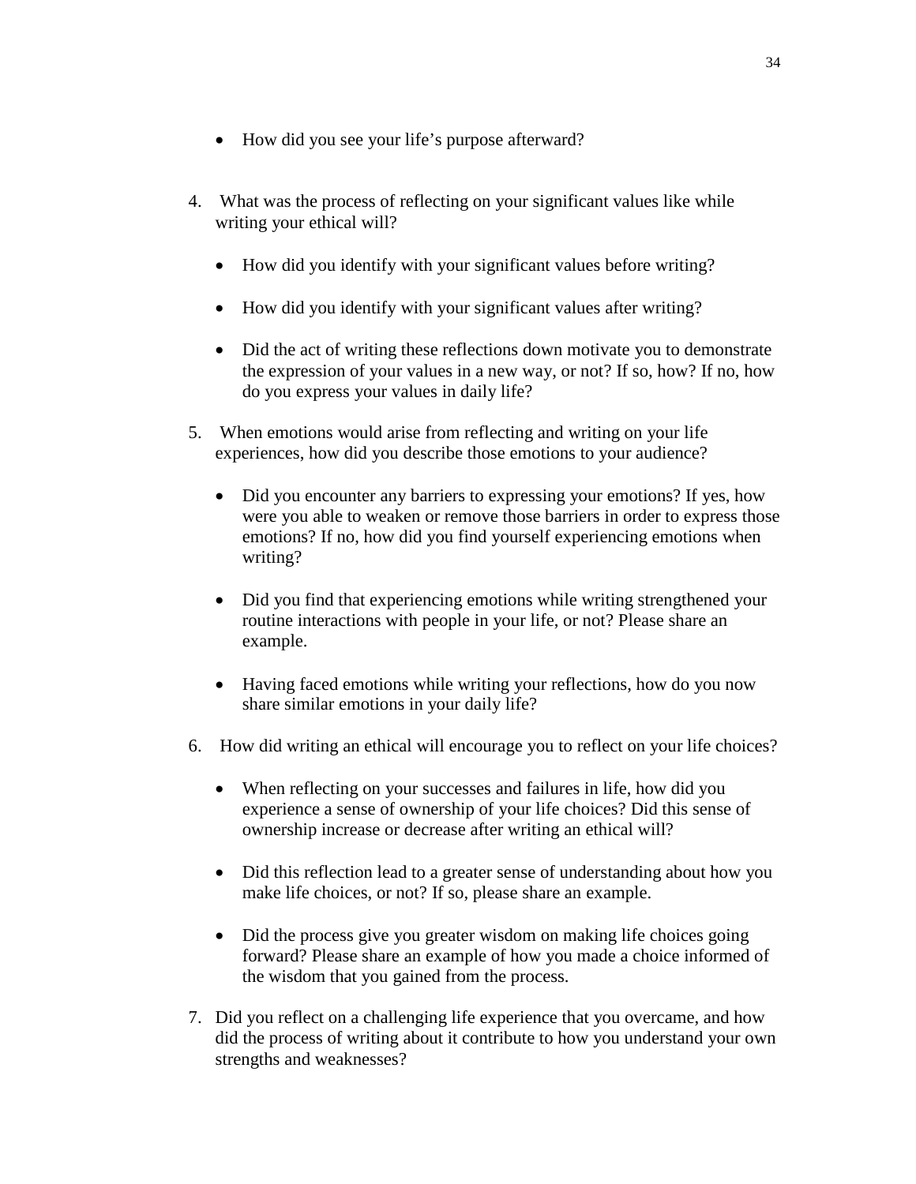- How did you see your life's purpose afterward?

4. What was the process of reflecting on your significant values like while writing your ethical will?

   - How did you identify with your significant values before writing?

   - How did you identify with your significant values after writing?

   - Did the act of writing these reflections down motivate you to demonstrate the expression of your values in a new way, or not? If so, how? If no, how do you express your values in daily life?

5. When emotions would arise from reflecting and writing on your life experiences, how did you describe those emotions to your audience?

   - Did you encounter any barriers to expressing your emotions? If yes, how were you able to weaken or remove those barriers in order to express those emotions? If no, how did you find yourself experiencing emotions when writing?

   - Did you find that experiencing emotions while writing strengthened your routine interactions with people in your life, or not? Please share an example.

   - Having faced emotions while writing your reflections, how do you now share similar emotions in your daily life?

6. How did writing an ethical will encourage you to reflect on your life choices?

   - When reflecting on your successes and failures in life, how did you experience a sense of ownership of your life choices? Did this sense of ownership increase or decrease after writing an ethical will?

   - Did this reflection lead to a greater sense of understanding about how you make life choices, or not? If so, please share an example.

   - Did the process give you greater wisdom on making life choices going forward? Please share an example of how you made a choice informed of the wisdom that you gained from the process.

7. Did you reflect on a challenging life experience that you overcame, and how did the process of writing about it contribute to how you understand your own strengths and weaknesses?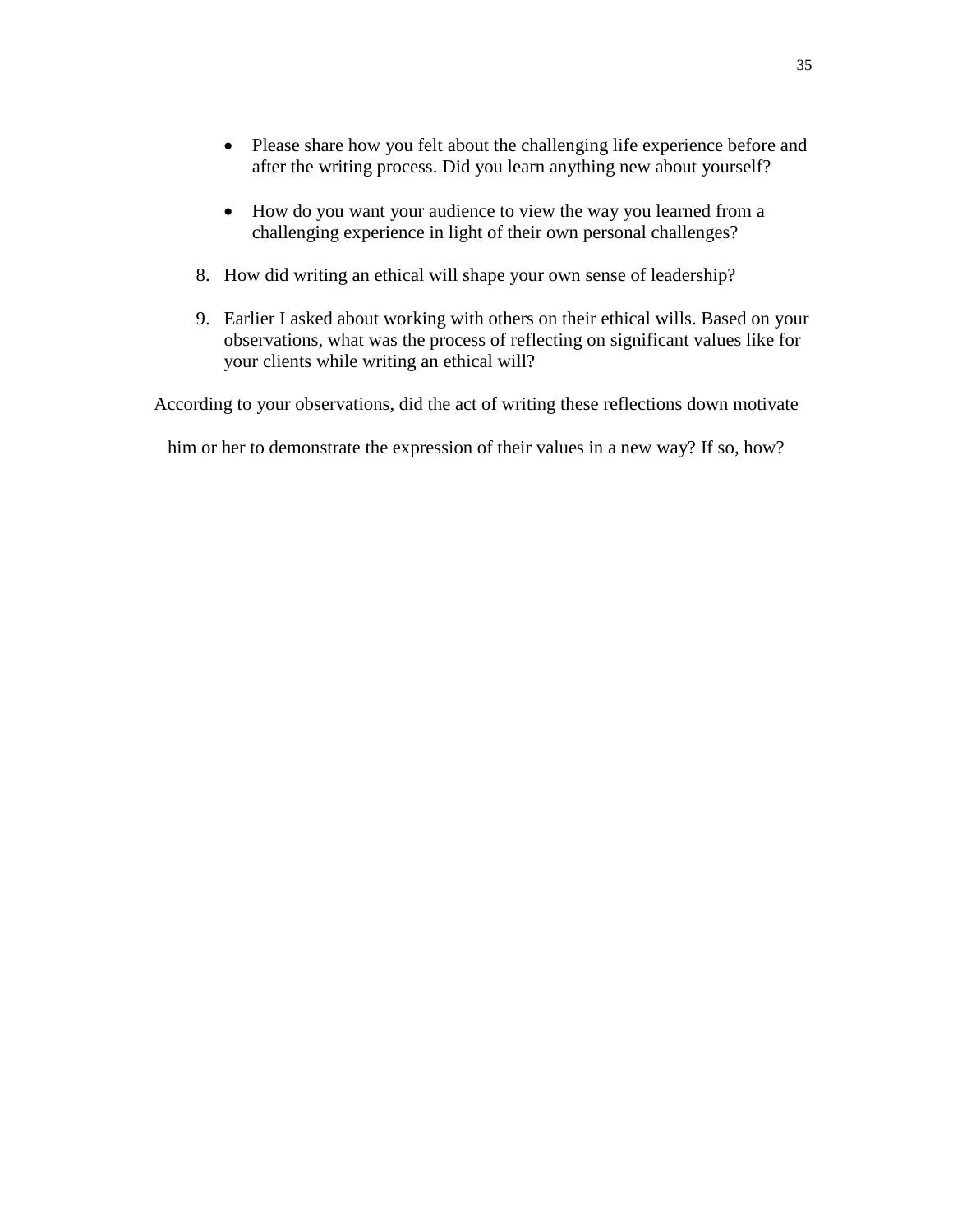- Please share how you felt about the challenging life experience before and after the writing process. Did you learn anything new about yourself?

- How do you want your audience to view the way you learned from a challenging experience in light of their own personal challenges?

8. How did writing an ethical will shape your own sense of leadership?

9. Earlier I asked about working with others on their ethical wills. Based on your observations, what was the process of reflecting on significant values like for your clients while writing an ethical will?

According to your observations, did the act of writing these reflections down motivate him or her to demonstrate the expression of their values in a new way? If so, how?